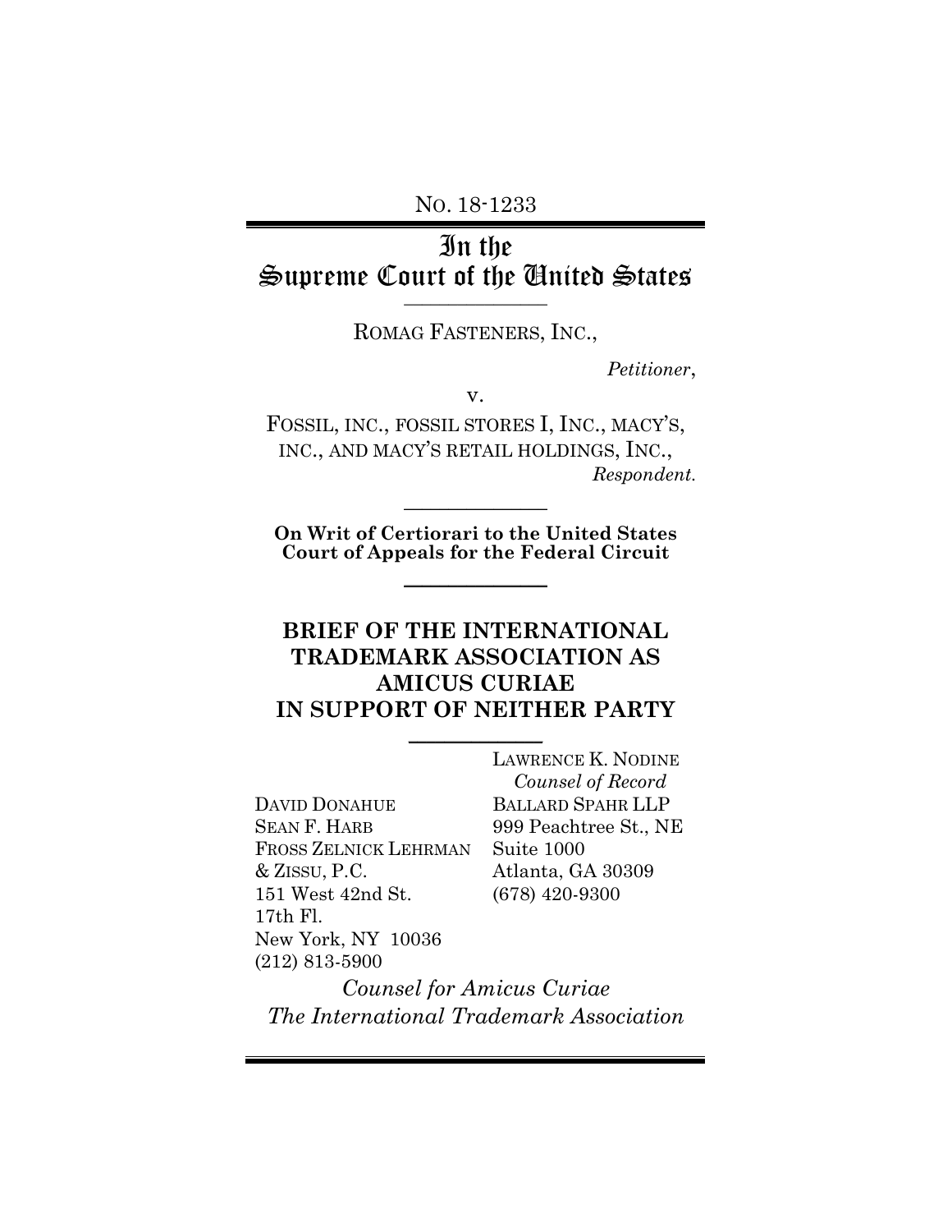NO. 18-1233

# In the Supreme Court of the United States

ROMAG FASTENERS, INC.,

*Petitioner*,

v.

FOSSIL, INC., FOSSIL STORES I, INC., MACY'S, INC., AND MACY'S RETAIL HOLDINGS, INC.,

*Respondent.*

**On Writ of Certiorari to the United States Court of Appeals for the Federal Circuit**

## BRIEF OF THE INTERNATIONAL TRADEMARK ASSOCIATION AS AMICUS CURIAE IN SUPPORT OF NEITHER PARTY

LAWRENCE K. NODINE
*Counsel of Record*
BALLARD SPAHR LLP
999 Peachtree St., NE
Suite 1000
Atlanta, GA 30309
(678) 420-9300

DAVID DONAHUE
SEAN F. HARB
FROSS ZELNICK LEHRMAN & ZISSU, P.C.
151 West 42nd St.
17th Fl.
New York, NY 10036
(212) 813-5900

*Counsel for Amicus Curiae*
*The International Trademark Association*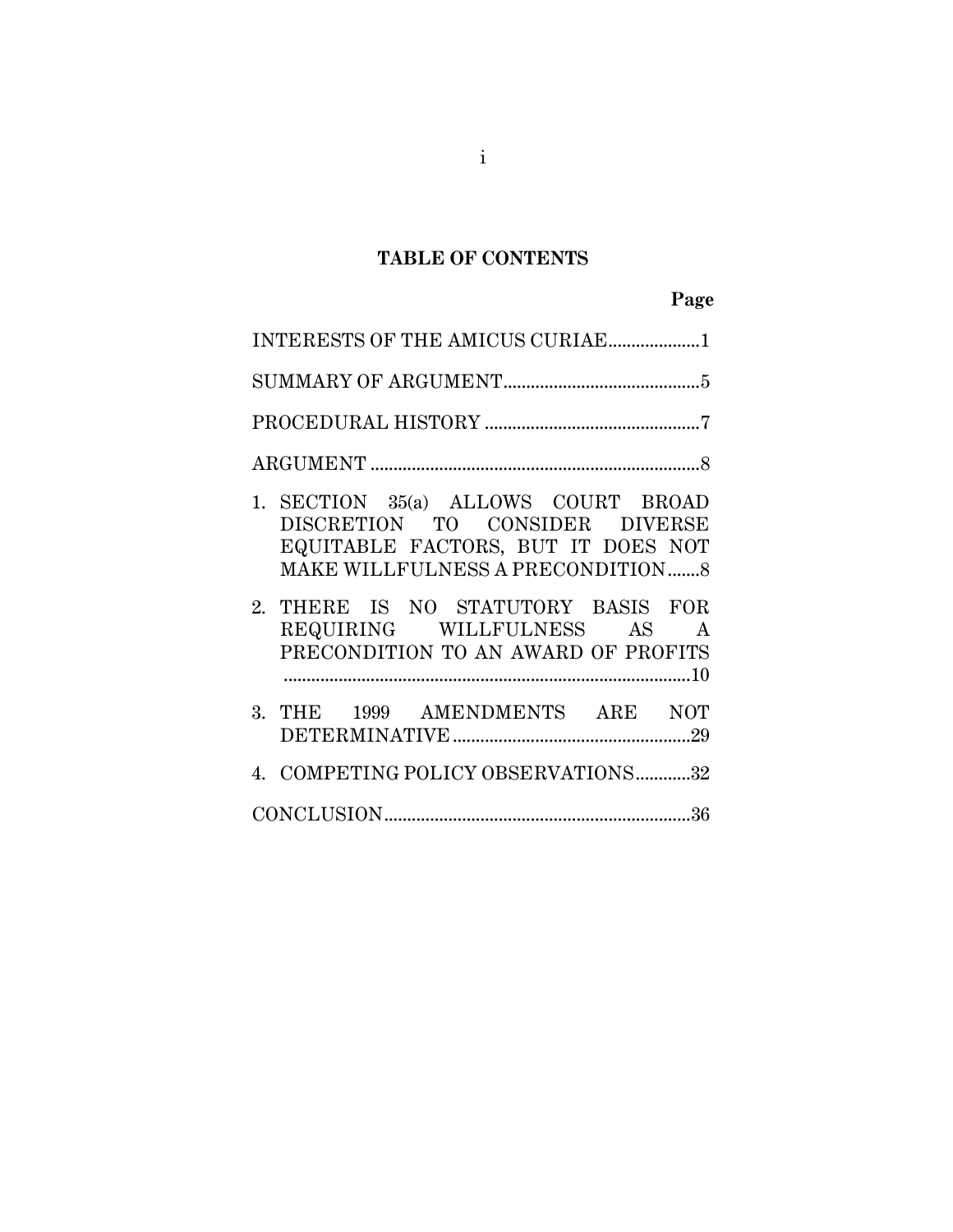## TABLE OF CONTENTS

| | Page |
|---|---|
| INTERESTS OF THE AMICUS CURIAE | 1 |
| SUMMARY OF ARGUMENT | 5 |
| PROCEDURAL HISTORY | 7 |
| ARGUMENT | 8 |
| 1. SECTION 35(a) ALLOWS COURT BROAD DISCRETION TO CONSIDER DIVERSE EQUITABLE FACTORS, BUT IT DOES NOT MAKE WILLFULNESS A PRECONDITION | 8 |
| 2. THERE IS NO STATUTORY BASIS FOR REQUIRING WILLFULNESS AS A PRECONDITION TO AN AWARD OF PROFITS | 10 |
| 3. THE 1999 AMENDMENTS ARE NOT DETERMINATIVE | 29 |
| 4. COMPETING POLICY OBSERVATIONS | 32 |
| CONCLUSION | 36 |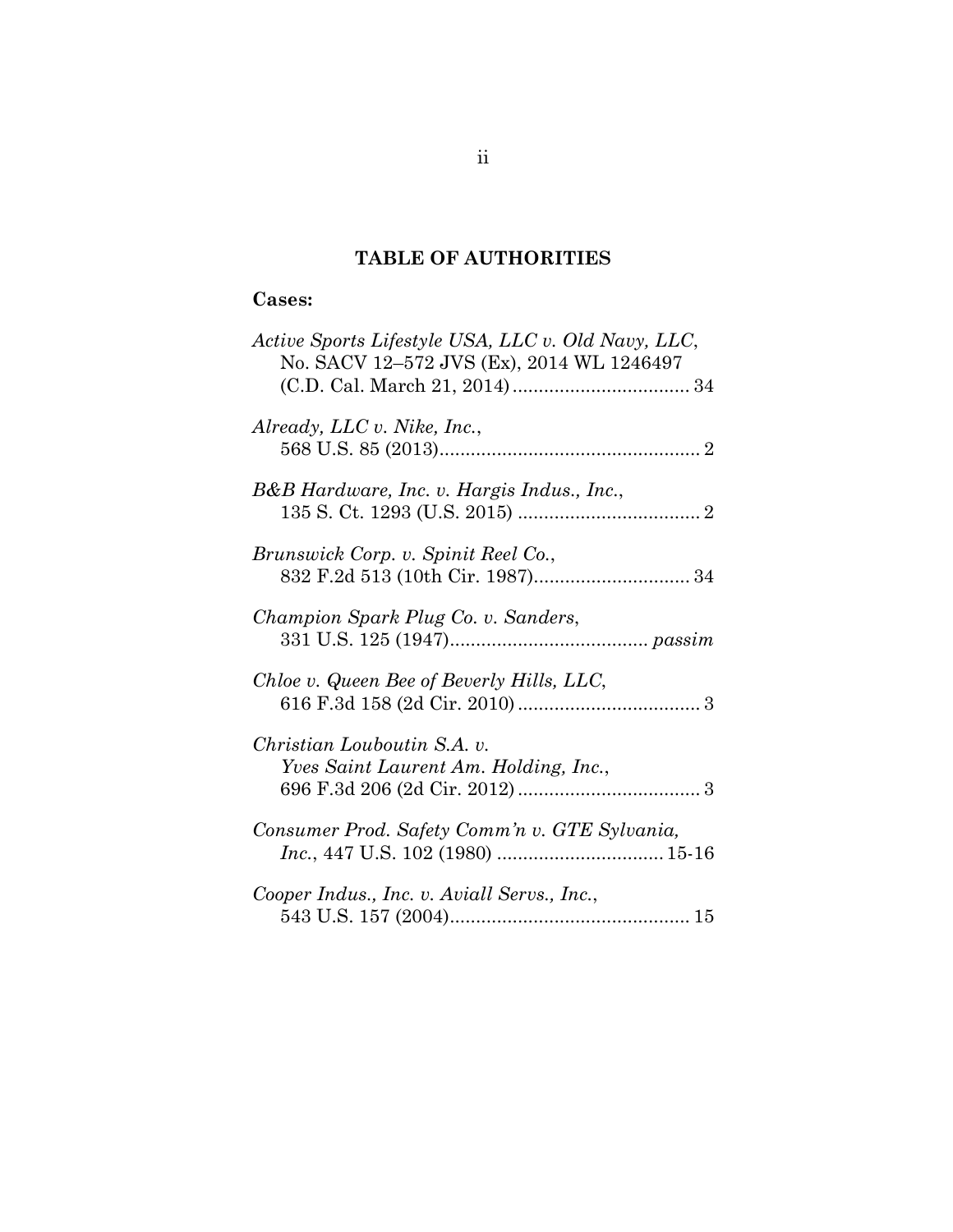## TABLE OF AUTHORITIES

**Cases:**

*Active Sports Lifestyle USA, LLC v. Old Navy, LLC*, No. SACV 12–572 JVS (Ex), 2014 WL 1246497 (C.D. Cal. March 21, 2014) .................................. 34

*Already, LLC v. Nike, Inc.*, 568 U.S. 85 (2013).................................................. 2

*B&B Hardware, Inc. v. Hargis Indus., Inc.*, 135 S. Ct. 1293 (U.S. 2015) ................................... 2

*Brunswick Corp. v. Spinit Reel Co.*, 832 F.2d 513 (10th Cir. 1987).............................. 34

*Champion Spark Plug Co. v. Sanders*, 331 U.S. 125 (1947)...................................... *passim*

*Chloe v. Queen Bee of Beverly Hills, LLC*, 616 F.3d 158 (2d Cir. 2010) ................................... 3

*Christian Louboutin S.A. v. Yves Saint Laurent Am. Holding, Inc.*, 696 F.3d 206 (2d Cir. 2012) ................................... 3

*Consumer Prod. Safety Comm'n v. GTE Sylvania, Inc.*, 447 U.S. 102 (1980) ................................ 15-16

*Cooper Indus., Inc. v. Aviall Servs., Inc.*, 543 U.S. 157 (2004).............................................. 15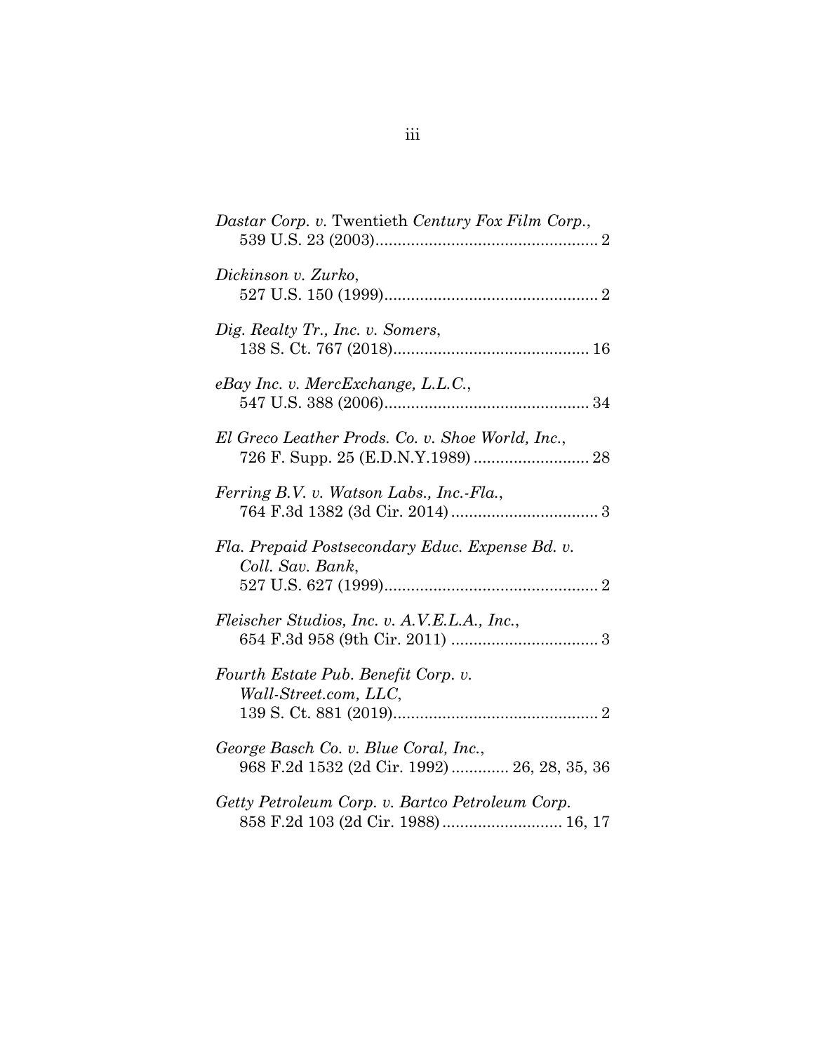*Dastar Corp. v.* Twentieth *Century Fox Film Corp.*,
539 U.S. 23 (2003)................................................. 2

*Dickinson v. Zurko*,
527 U.S. 150 (1999)............................................... 2

*Dig. Realty Tr., Inc. v. Somers*,
138 S. Ct. 767 (2018)........................................... 16

*eBay Inc. v. MercExchange, L.L.C.*,
547 U.S. 388 (2006)............................................. 34

*El Greco Leather Prods. Co. v. Shoe World, Inc.*,
726 F. Supp. 25 (E.D.N.Y.1989) ......................... 28

*Ferring B.V. v. Watson Labs., Inc.-Fla.*,
764 F.3d 1382 (3d Cir. 2014) ................................ 3

*Fla. Prepaid Postsecondary Educ. Expense Bd. v. Coll. Sav. Bank*,
527 U.S. 627 (1999)............................................... 2

*Fleischer Studios, Inc. v. A.V.E.L.A., Inc.*,
654 F.3d 958 (9th Cir. 2011) ................................ 3

*Fourth Estate Pub. Benefit Corp. v. Wall-Street.com, LLC*,
139 S. Ct. 881 (2019)............................................. 2

*George Basch Co. v. Blue Coral, Inc.*,
968 F.2d 1532 (2d Cir. 1992) ............ 26, 28, 35, 36

*Getty Petroleum Corp. v. Bartco Petroleum Corp.*
858 F.2d 103 (2d Cir. 1988) .......................... 16, 17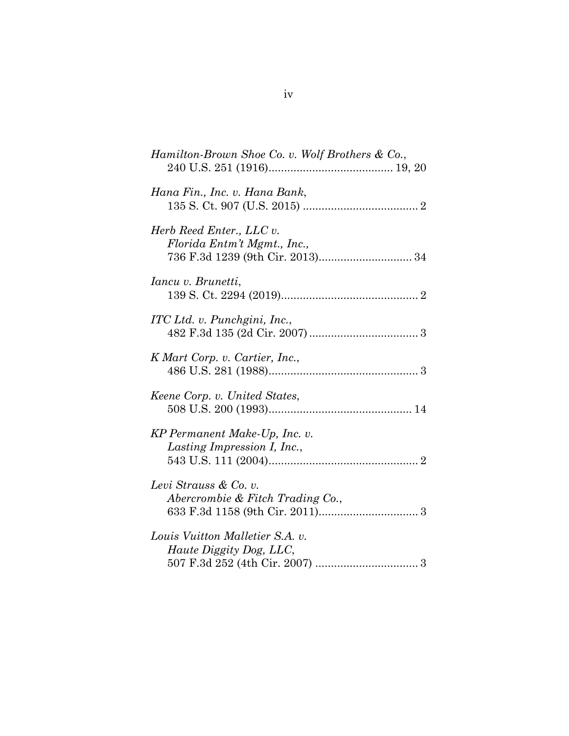*Hamilton-Brown Shoe Co. v. Wolf Brothers & Co.*,
240 U.S. 251 (1916)........................................ 19, 20

*Hana Fin., Inc. v. Hana Bank*,
135 S. Ct. 907 (U.S. 2015) ..................................... 2

*Herb Reed Enter., LLC v. Florida Entm't Mgmt., Inc.*,
736 F.3d 1239 (9th Cir. 2013).............................. 34

*Iancu v. Brunetti*,
139 S. Ct. 2294 (2019)............................................ 2

*ITC Ltd. v. Punchgini, Inc.*,
482 F.3d 135 (2d Cir. 2007) ................................... 3

*K Mart Corp. v. Cartier, Inc.*,
486 U.S. 281 (1988)................................................ 3

*Keene Corp. v. United States*,
508 U.S. 200 (1993).............................................. 14

*KP Permanent Make-Up, Inc. v. Lasting Impression I, Inc.*,
543 U.S. 111 (2004)................................................ 2

*Levi Strauss & Co. v. Abercrombie & Fitch Trading Co.*,
633 F.3d 1158 (9th Cir. 2011)................................ 3

*Louis Vuitton Malletier S.A. v. Haute Diggity Dog, LLC*,
507 F.3d 252 (4th Cir. 2007) ................................. 3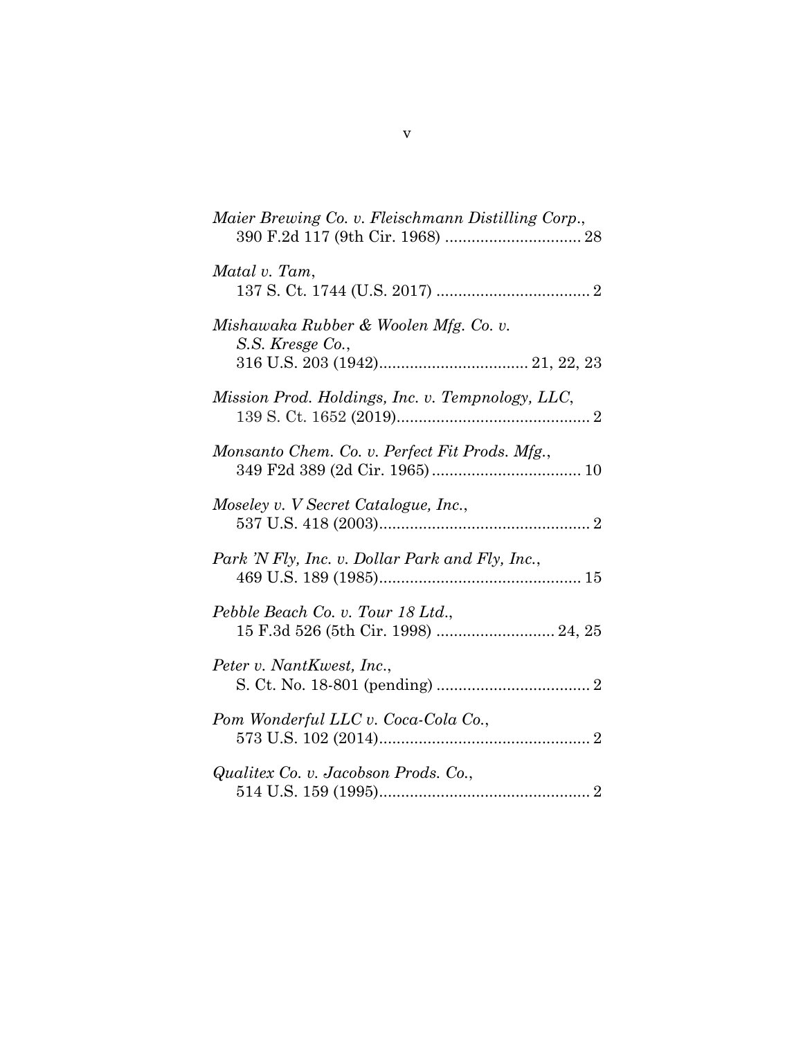*Maier Brewing Co. v. Fleischmann Distilling Corp.*,
390 F.2d 117 (9th Cir. 1968) ............................... 28

*Matal v. Tam*,
137 S. Ct. 1744 (U.S. 2017) ................................... 2

*Mishawaka Rubber & Woolen Mfg. Co. v. S.S. Kresge Co.*,
316 U.S. 203 (1942).................................. 21, 22, 23

*Mission Prod. Holdings, Inc. v. Tempnology, LLC*,
139 S. Ct. 1652 (2019)............................................ 2

*Monsanto Chem. Co. v. Perfect Fit Prods. Mfg.*,
349 F2d 389 (2d Cir. 1965) .................................. 10

*Moseley v. V Secret Catalogue, Inc.*,
537 U.S. 418 (2003)................................................ 2

*Park 'N Fly, Inc. v. Dollar Park and Fly, Inc.*,
469 U.S. 189 (1985).............................................. 15

*Pebble Beach Co. v. Tour 18 Ltd.*,
15 F.3d 526 (5th Cir. 1998) ........................... 24, 25

*Peter v. NantKwest, Inc.*,
S. Ct. No. 18-801 (pending) ................................... 2

*Pom Wonderful LLC v. Coca-Cola Co.*,
573 U.S. 102 (2014)................................................ 2

*Qualitex Co. v. Jacobson Prods. Co.*,
514 U.S. 159 (1995)................................................ 2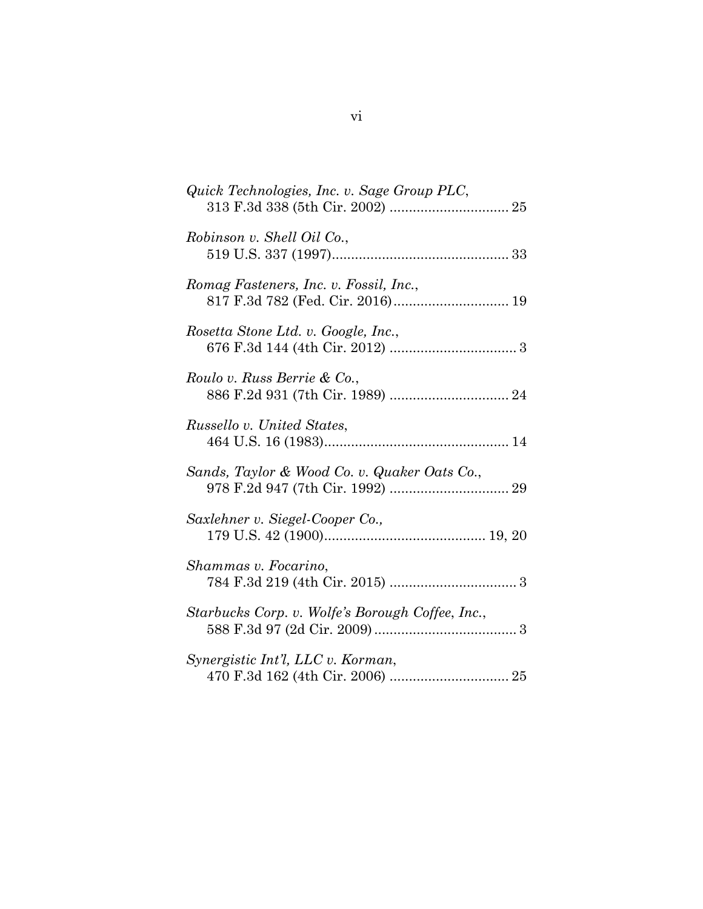*Quick Technologies, Inc. v. Sage Group PLC*,
313 F.3d 338 (5th Cir. 2002) ............................... 25

*Robinson v. Shell Oil Co.*,
519 U.S. 337 (1997)............................................. 33

*Romag Fasteners, Inc. v. Fossil, Inc.*,
817 F.3d 782 (Fed. Cir. 2016).............................. 19

*Rosetta Stone Ltd. v. Google, Inc.*,
676 F.3d 144 (4th Cir. 2012) ................................. 3

*Roulo v. Russ Berrie & Co.*,
886 F.2d 931 (7th Cir. 1989) ............................... 24

*Russello v. United States*,
464 U.S. 16 (1983)................................................ 14

*Sands, Taylor & Wood Co. v. Quaker Oats Co.*,
978 F.2d 947 (7th Cir. 1992) ............................... 29

*Saxlehner v. Siegel-Cooper Co.,*
179 U.S. 42 (1900).......................................... 19, 20

*Shammas v. Focarino*,
784 F.3d 219 (4th Cir. 2015) ................................. 3

*Starbucks Corp. v. Wolfe's Borough Coffee, Inc.*,
588 F.3d 97 (2d Cir. 2009)..................................... 3

*Synergistic Int'l, LLC v. Korman*,
470 F.3d 162 (4th Cir. 2006) ............................... 25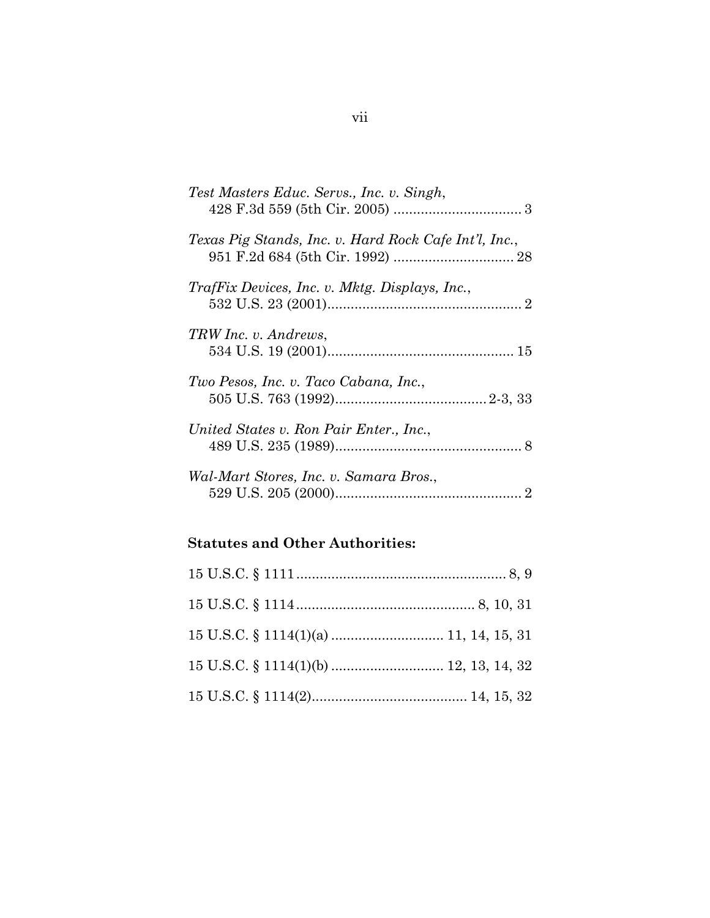*Test Masters Educ. Servs., Inc. v. Singh*,
428 F.3d 559 (5th Cir. 2005) ................................ 3

*Texas Pig Stands, Inc. v. Hard Rock Cafe Int'l, Inc.*,
951 F.2d 684 (5th Cir. 1992) .............................. 28

*TrafFix Devices, Inc. v. Mktg. Displays, Inc.*,
532 U.S. 23 (2001).................................................. 2

*TRW Inc. v. Andrews*,
534 U.S. 19 (2001)................................................ 15

*Two Pesos, Inc. v. Taco Cabana, Inc.*,
505 U.S. 763 (1992)....................................... 2-3, 33

*United States v. Ron Pair Enter., Inc.*,
489 U.S. 235 (1989)................................................ 8

*Wal-Mart Stores, Inc. v. Samara Bros.*,
529 U.S. 205 (2000)................................................ 2

**Statutes and Other Authorities:**

15 U.S.C. § 1111...................................................... 8, 9

15 U.S.C. § 1114............................................. 8, 10, 31

15 U.S.C. § 1114(1)(a) ............................ 11, 14, 15, 31

15 U.S.C. § 1114(1)(b) ............................ 12, 13, 14, 32

15 U.S.C. § 1114(2)....................................... 14, 15, 32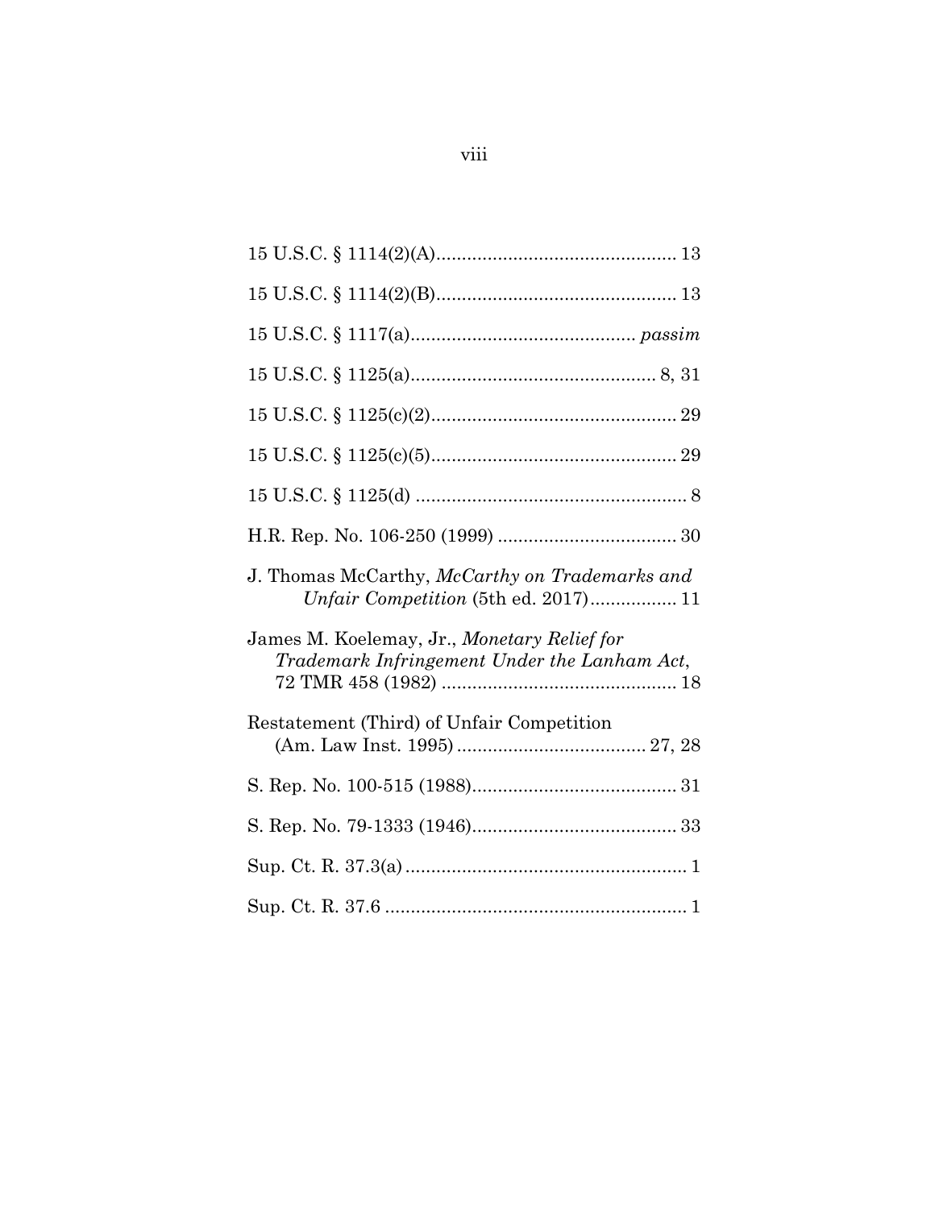15 U.S.C. § 1114(2)(A)............................................ 13

15 U.S.C. § 1114(2)(B)............................................ 13

15 U.S.C. § 1117(a).......................................... *passim*

15 U.S.C. § 1125(a)............................................... 8, 31

15 U.S.C. § 1125(c)(2)............................................... 29

15 U.S.C. § 1125(c)(5)............................................... 29

15 U.S.C. § 1125(d) ..................................................... 8

H.R. Rep. No. 106-250 (1999) .................................. 30

J. Thomas McCarthy, *McCarthy on Trademarks and Unfair Competition* (5th ed. 2017)................ 11

James M. Koelemay, Jr., *Monetary Relief for Trademark Infringement Under the Lanham Act*, 72 TMR 458 (1982) ............................................ 18

Restatement (Third) of Unfair Competition (Am. Law Inst. 1995) .................................... 27, 28

S. Rep. No. 100-515 (1988)....................................... 31

S. Rep. No. 79-1333 (1946)....................................... 33

Sup. Ct. R. 37.3(a) ...................................................... 1

Sup. Ct. R. 37.6 .......................................................... 1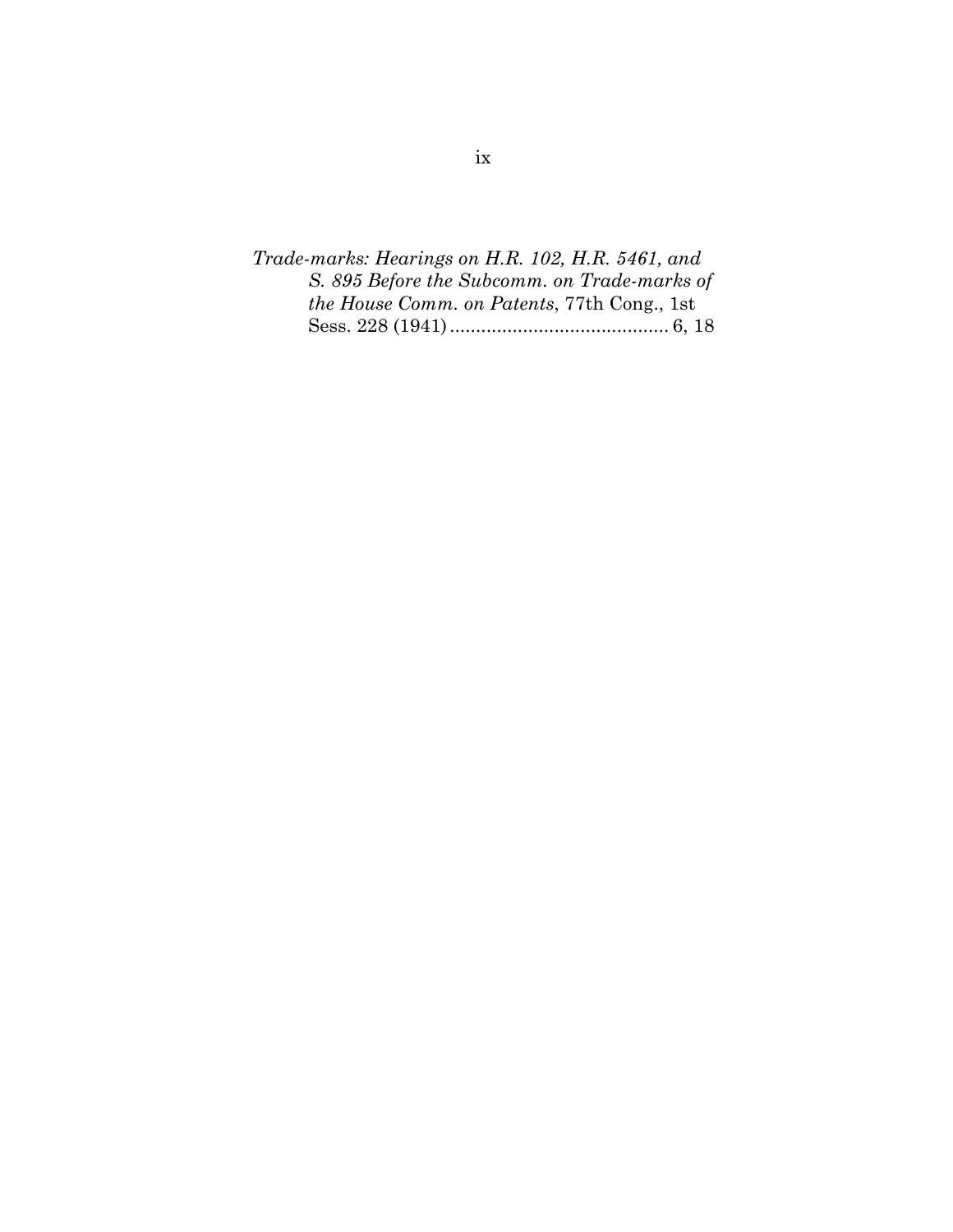*Trade-marks: Hearings on H.R. 102, H.R. 5461, and S. 895 Before the Subcomm. on Trade-marks of the House Comm. on Patents*, 77th Cong., 1st Sess. 228 (1941) .......................................... 6, 18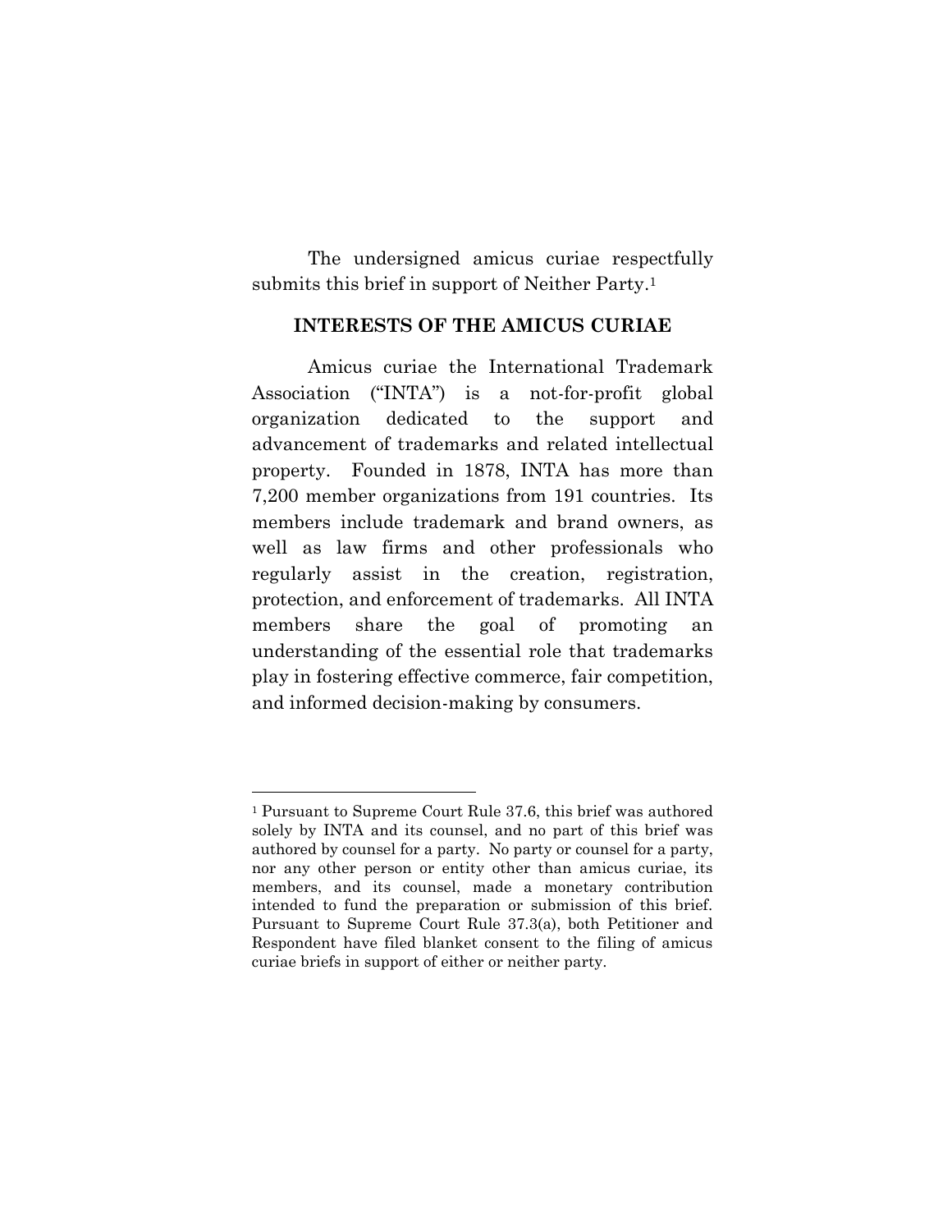The undersigned amicus curiae respectfully submits this brief in support of Neither Party.[1]

## INTERESTS OF THE AMICUS CURIAE

Amicus curiae the International Trademark Association ("INTA") is a not-for-profit global organization dedicated to the support and advancement of trademarks and related intellectual property. Founded in 1878, INTA has more than 7,200 member organizations from 191 countries. Its members include trademark and brand owners, as well as law firms and other professionals who regularly assist in the creation, registration, protection, and enforcement of trademarks. All INTA members share the goal of promoting an understanding of the essential role that trademarks play in fostering effective commerce, fair competition, and informed decision-making by consumers.

---

[1] Pursuant to Supreme Court Rule 37.6, this brief was authored solely by INTA and its counsel, and no part of this brief was authored by counsel for a party. No party or counsel for a party, nor any other person or entity other than amicus curiae, its members, and its counsel, made a monetary contribution intended to fund the preparation or submission of this brief. Pursuant to Supreme Court Rule 37.3(a), both Petitioner and Respondent have filed blanket consent to the filing of amicus curiae briefs in support of either or neither party.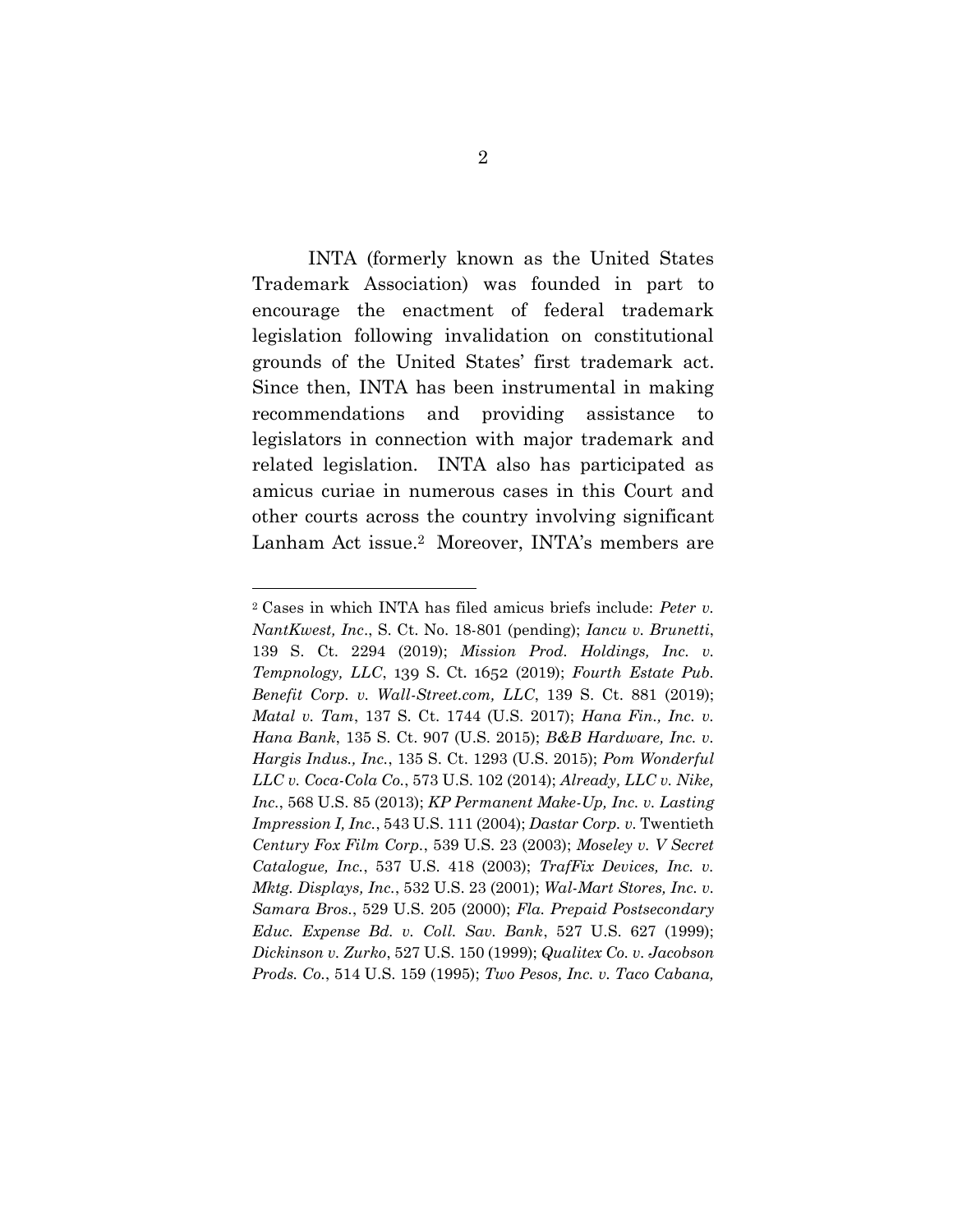INTA (formerly known as the United States Trademark Association) was founded in part to encourage the enactment of federal trademark legislation following invalidation on constitutional grounds of the United States' first trademark act. Since then, INTA has been instrumental in making recommendations and providing assistance to legislators in connection with major trademark and related legislation. INTA also has participated as amicus curiae in numerous cases in this Court and other courts across the country involving significant Lanham Act issue.[2] Moreover, INTA's members are

---

[2] Cases in which INTA has filed amicus briefs include: *Peter v. NantKwest, Inc*., S. Ct. No. 18-801 (pending); *Iancu v. Brunetti*, 139 S. Ct. 2294 (2019); *Mission Prod. Holdings, Inc. v. Tempnology, LLC*, 139 S. Ct. 1652 (2019); *Fourth Estate Pub. Benefit Corp. v. Wall-Street.com, LLC*, 139 S. Ct. 881 (2019); *Matal v. Tam*, 137 S. Ct. 1744 (U.S. 2017); *Hana Fin., Inc. v. Hana Bank*, 135 S. Ct. 907 (U.S. 2015); *B&B Hardware, Inc. v. Hargis Indus., Inc.*, 135 S. Ct. 1293 (U.S. 2015); *Pom Wonderful LLC v. Coca-Cola Co.*, 573 U.S. 102 (2014); *Already, LLC v. Nike, Inc.*, 568 U.S. 85 (2013); *KP Permanent Make-Up, Inc. v. Lasting Impression I, Inc.*, 543 U.S. 111 (2004); *Dastar Corp. v.* Twentieth *Century Fox Film Corp.*, 539 U.S. 23 (2003); *Moseley v. V Secret Catalogue, Inc.*, 537 U.S. 418 (2003); *TrafFix Devices, Inc. v. Mktg. Displays, Inc.*, 532 U.S. 23 (2001); *Wal-Mart Stores, Inc. v. Samara Bros.*, 529 U.S. 205 (2000); *Fla. Prepaid Postsecondary Educ. Expense Bd. v. Coll. Sav. Bank*, 527 U.S. 627 (1999); *Dickinson v. Zurko*, 527 U.S. 150 (1999); *Qualitex Co. v. Jacobson Prods. Co.*, 514 U.S. 159 (1995); *Two Pesos, Inc. v. Taco Cabana,*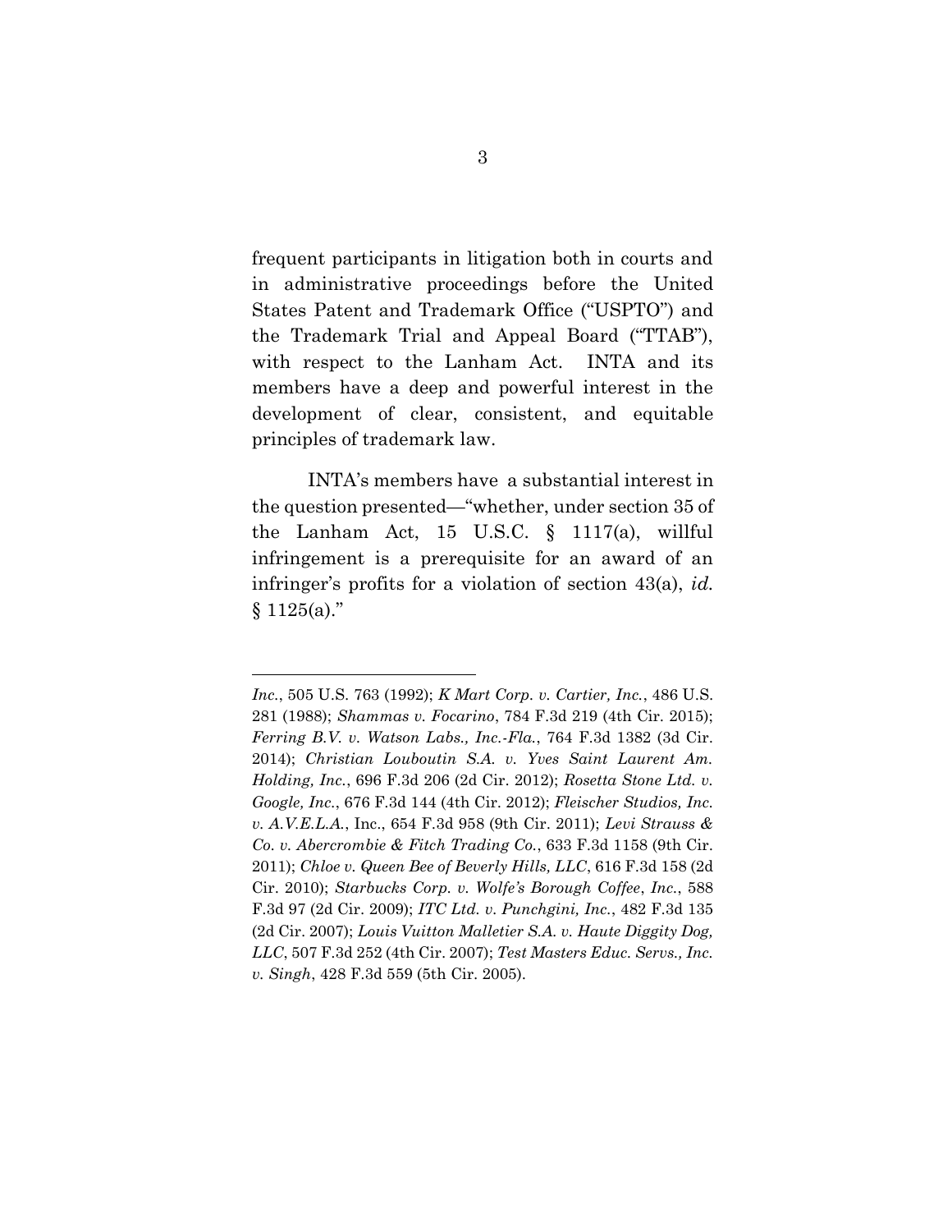frequent participants in litigation both in courts and in administrative proceedings before the United States Patent and Trademark Office ("USPTO") and the Trademark Trial and Appeal Board ("TTAB"), with respect to the Lanham Act. INTA and its members have a deep and powerful interest in the development of clear, consistent, and equitable principles of trademark law.

INTA's members have a substantial interest in the question presented—"whether, under section 35 of the Lanham Act, 15 U.S.C. § 1117(a), willful infringement is a prerequisite for an award of an infringer's profits for a violation of section 43(a), *id.* § 1125(a)."

---

*Inc.*, 505 U.S. 763 (1992); *K Mart Corp. v. Cartier, Inc.*, 486 U.S. 281 (1988); *Shammas v. Focarino*, 784 F.3d 219 (4th Cir. 2015); *Ferring B.V. v. Watson Labs., Inc.-Fla.*, 764 F.3d 1382 (3d Cir. 2014); *Christian Louboutin S.A. v. Yves Saint Laurent Am. Holding, Inc.*, 696 F.3d 206 (2d Cir. 2012); *Rosetta Stone Ltd. v. Google, Inc.*, 676 F.3d 144 (4th Cir. 2012); *Fleischer Studios, Inc. v. A.V.E.L.A.*, Inc., 654 F.3d 958 (9th Cir. 2011); *Levi Strauss & Co. v. Abercrombie & Fitch Trading Co.*, 633 F.3d 1158 (9th Cir. 2011); *Chloe v. Queen Bee of Beverly Hills, LLC*, 616 F.3d 158 (2d Cir. 2010); *Starbucks Corp. v. Wolfe's Borough Coffee*, *Inc.*, 588 F.3d 97 (2d Cir. 2009); *ITC Ltd. v. Punchgini, Inc.*, 482 F.3d 135 (2d Cir. 2007); *Louis Vuitton Malletier S.A. v. Haute Diggity Dog, LLC*, 507 F.3d 252 (4th Cir. 2007); *Test Masters Educ. Servs., Inc. v. Singh*, 428 F.3d 559 (5th Cir. 2005).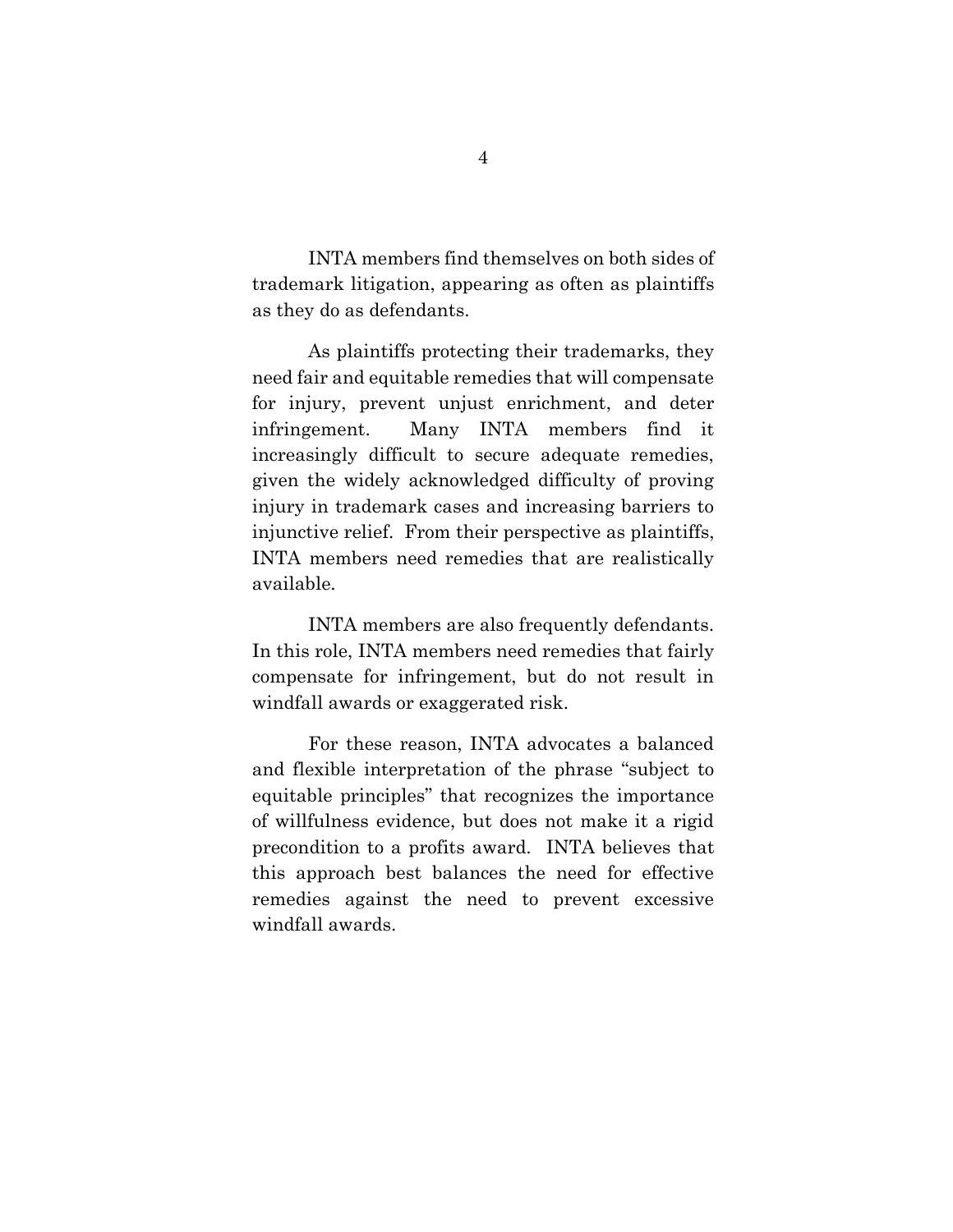INTA members find themselves on both sides of trademark litigation, appearing as often as plaintiffs as they do as defendants.

As plaintiffs protecting their trademarks, they need fair and equitable remedies that will compensate for injury, prevent unjust enrichment, and deter infringement. Many INTA members find it increasingly difficult to secure adequate remedies, given the widely acknowledged difficulty of proving injury in trademark cases and increasing barriers to injunctive relief. From their perspective as plaintiffs, INTA members need remedies that are realistically available.

INTA members are also frequently defendants. In this role, INTA members need remedies that fairly compensate for infringement, but do not result in windfall awards or exaggerated risk.

For these reason, INTA advocates a balanced and flexible interpretation of the phrase "subject to equitable principles" that recognizes the importance of willfulness evidence, but does not make it a rigid precondition to a profits award. INTA believes that this approach best balances the need for effective remedies against the need to prevent excessive windfall awards.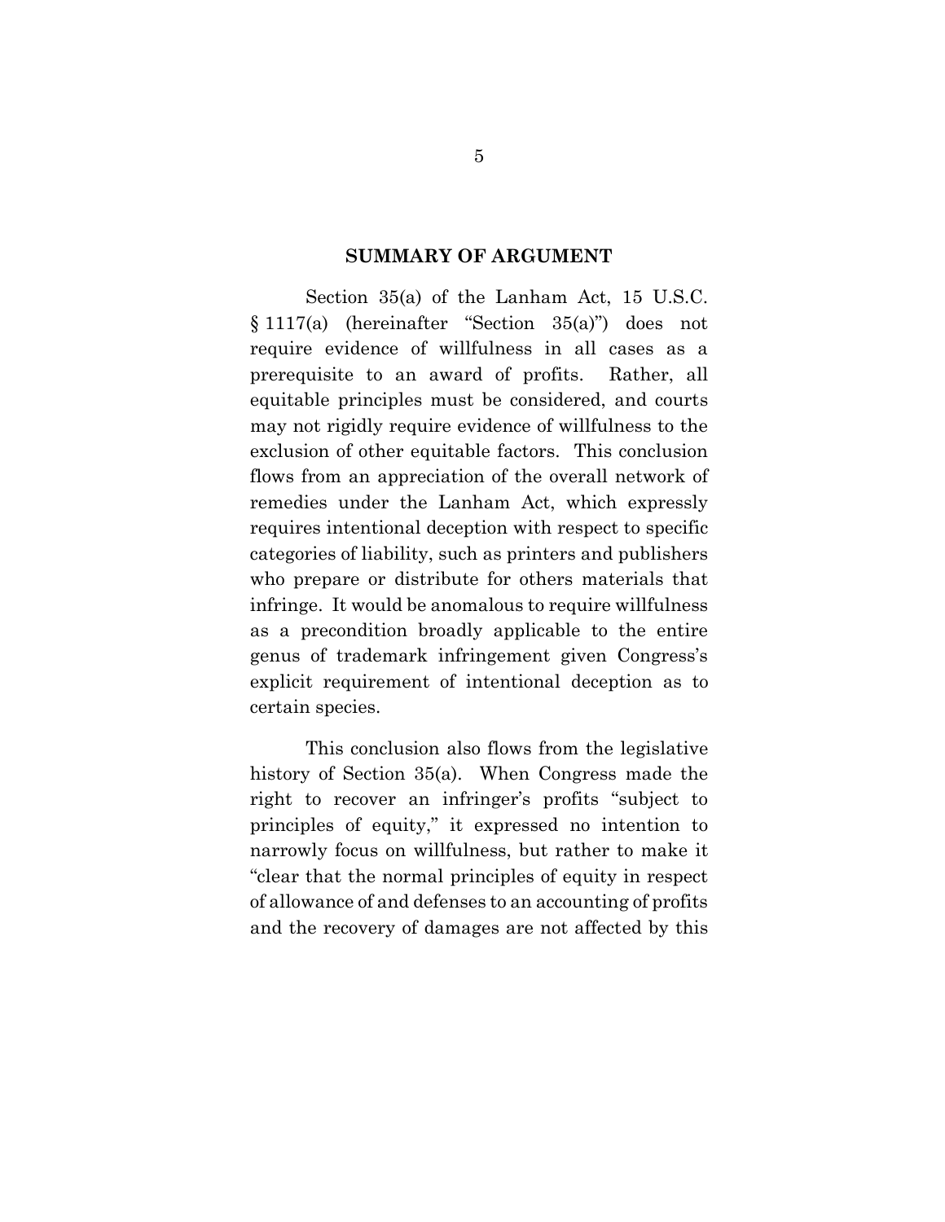## SUMMARY OF ARGUMENT

Section 35(a) of the Lanham Act, 15 U.S.C. § 1117(a) (hereinafter "Section 35(a)") does not require evidence of willfulness in all cases as a prerequisite to an award of profits. Rather, all equitable principles must be considered, and courts may not rigidly require evidence of willfulness to the exclusion of other equitable factors. This conclusion flows from an appreciation of the overall network of remedies under the Lanham Act, which expressly requires intentional deception with respect to specific categories of liability, such as printers and publishers who prepare or distribute for others materials that infringe. It would be anomalous to require willfulness as a precondition broadly applicable to the entire genus of trademark infringement given Congress's explicit requirement of intentional deception as to certain species.

This conclusion also flows from the legislative history of Section 35(a). When Congress made the right to recover an infringer's profits "subject to principles of equity," it expressed no intention to narrowly focus on willfulness, but rather to make it "clear that the normal principles of equity in respect of allowance of and defenses to an accounting of profits and the recovery of damages are not affected by this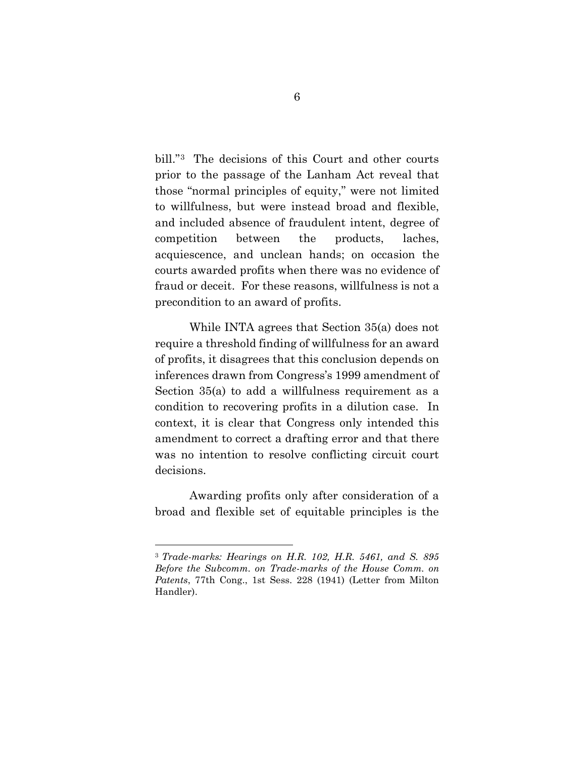bill."[3] The decisions of this Court and other courts prior to the passage of the Lanham Act reveal that those "normal principles of equity," were not limited to willfulness, but were instead broad and flexible, and included absence of fraudulent intent, degree of competition between the products, laches, acquiescence, and unclean hands; on occasion the courts awarded profits when there was no evidence of fraud or deceit. For these reasons, willfulness is not a precondition to an award of profits.

While INTA agrees that Section 35(a) does not require a threshold finding of willfulness for an award of profits, it disagrees that this conclusion depends on inferences drawn from Congress's 1999 amendment of Section 35(a) to add a willfulness requirement as a condition to recovering profits in a dilution case. In context, it is clear that Congress only intended this amendment to correct a drafting error and that there was no intention to resolve conflicting circuit court decisions.

Awarding profits only after consideration of a broad and flexible set of equitable principles is the

---

[3] *Trade-marks: Hearings on H.R. 102, H.R. 5461, and S. 895 Before the Subcomm. on Trade-marks of the House Comm. on Patents*, 77th Cong., 1st Sess. 228 (1941) (Letter from Milton Handler).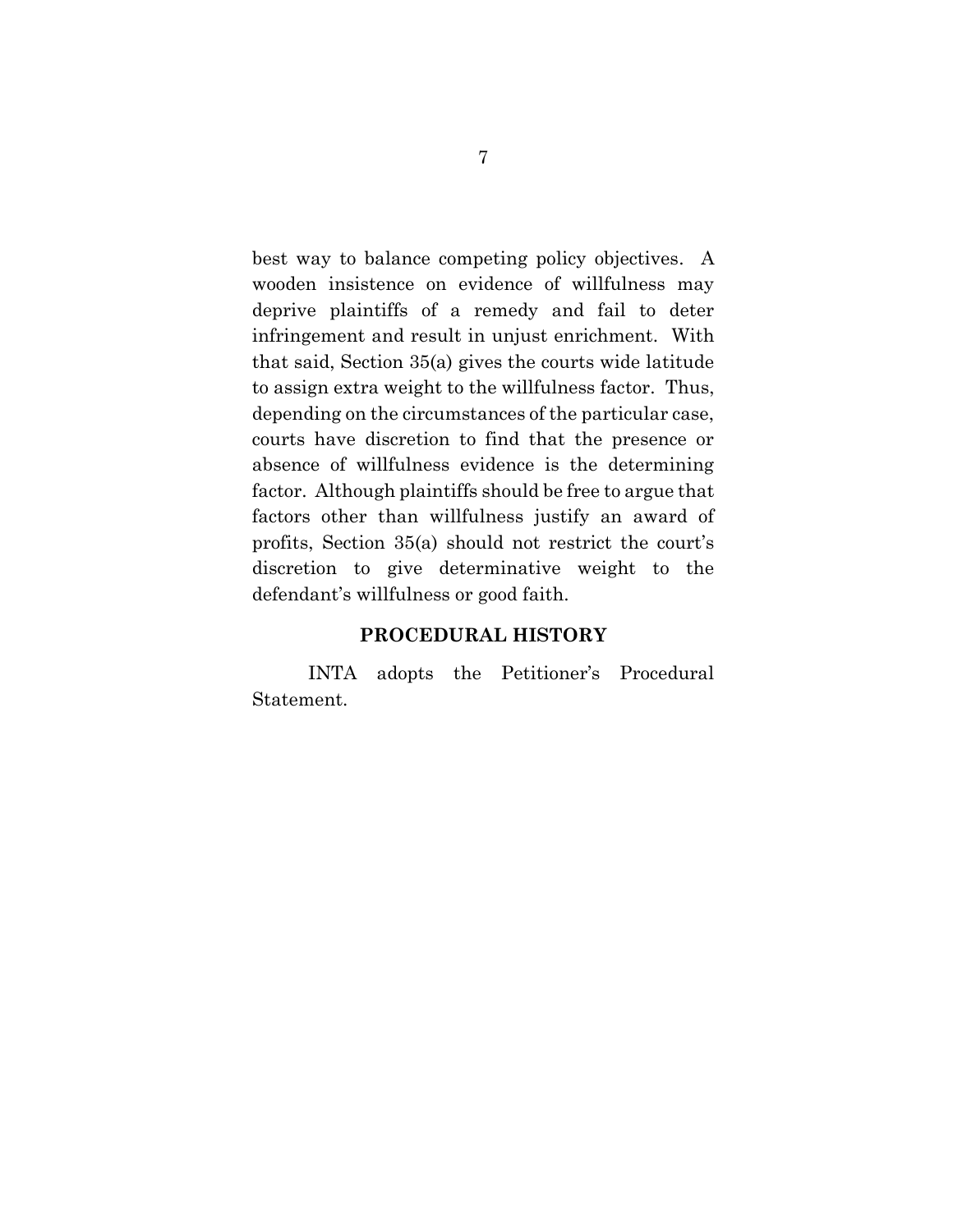best way to balance competing policy objectives. A wooden insistence on evidence of willfulness may deprive plaintiffs of a remedy and fail to deter infringement and result in unjust enrichment. With that said, Section 35(a) gives the courts wide latitude to assign extra weight to the willfulness factor. Thus, depending on the circumstances of the particular case, courts have discretion to find that the presence or absence of willfulness evidence is the determining factor. Although plaintiffs should be free to argue that factors other than willfulness justify an award of profits, Section 35(a) should not restrict the court's discretion to give determinative weight to the defendant's willfulness or good faith.

## PROCEDURAL HISTORY

INTA adopts the Petitioner's Procedural Statement.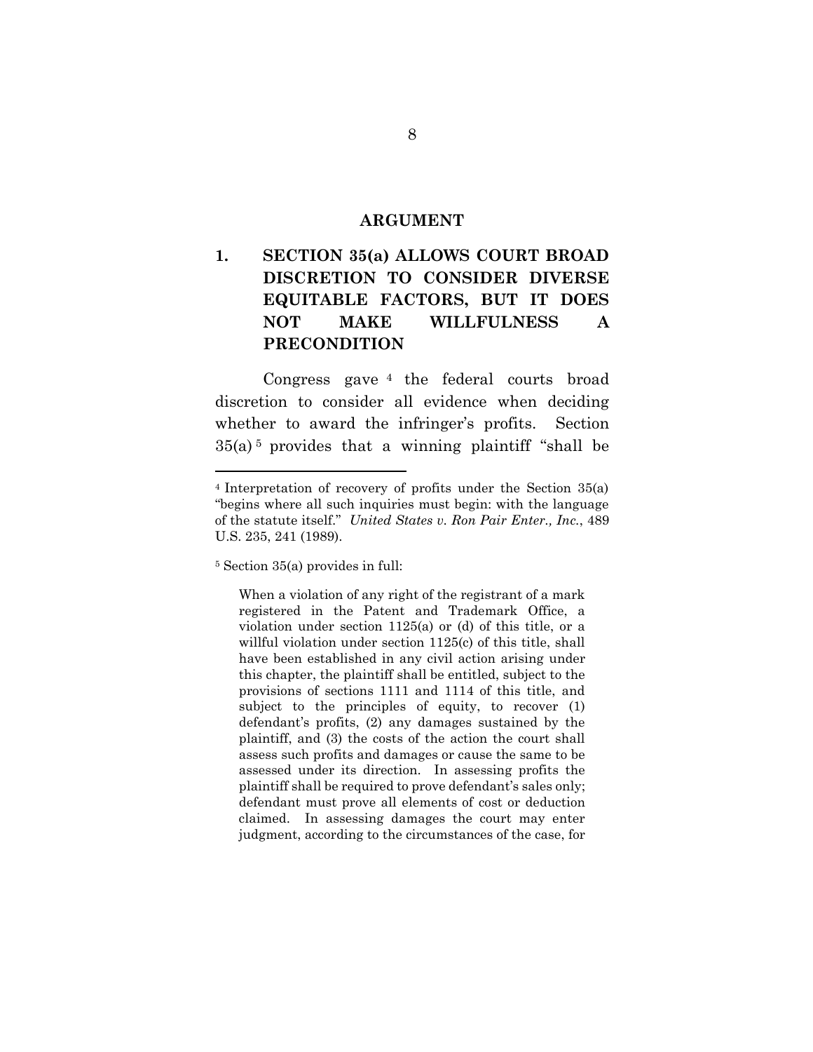## ARGUMENT

### 1. SECTION 35(a) ALLOWS COURT BROAD DISCRETION TO CONSIDER DIVERSE EQUITABLE FACTORS, BUT IT DOES NOT MAKE WILLFULNESS A PRECONDITION

Congress gave [4] the federal courts broad discretion to consider all evidence when deciding whether to award the infringer's profits. Section 35(a) [5] provides that a winning plaintiff "shall be

---

[4] Interpretation of recovery of profits under the Section 35(a) "begins where all such inquiries must begin: with the language of the statute itself." *United States v. Ron Pair Enter., Inc.*, 489 U.S. 235, 241 (1989).

[5] Section 35(a) provides in full:

> When a violation of any right of the registrant of a mark registered in the Patent and Trademark Office, a violation under section 1125(a) or (d) of this title, or a willful violation under section 1125(c) of this title, shall have been established in any civil action arising under this chapter, the plaintiff shall be entitled, subject to the provisions of sections 1111 and 1114 of this title, and subject to the principles of equity, to recover (1) defendant's profits, (2) any damages sustained by the plaintiff, and (3) the costs of the action the court shall assess such profits and damages or cause the same to be assessed under its direction. In assessing profits the plaintiff shall be required to prove defendant's sales only; defendant must prove all elements of cost or deduction claimed. In assessing damages the court may enter judgment, according to the circumstances of the case, for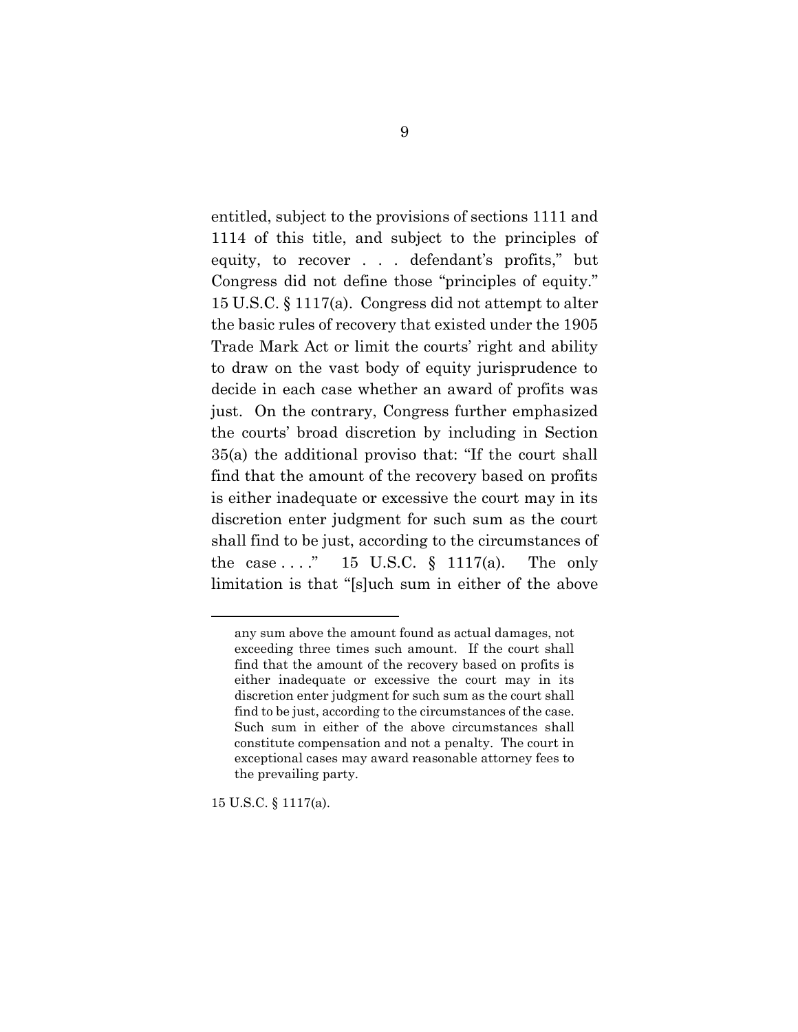entitled, subject to the provisions of sections 1111 and 1114 of this title, and subject to the principles of equity, to recover . . . defendant's profits," but Congress did not define those "principles of equity." 15 U.S.C. § 1117(a). Congress did not attempt to alter the basic rules of recovery that existed under the 1905 Trade Mark Act or limit the courts' right and ability to draw on the vast body of equity jurisprudence to decide in each case whether an award of profits was just. On the contrary, Congress further emphasized the courts' broad discretion by including in Section 35(a) the additional proviso that: "If the court shall find that the amount of the recovery based on profits is either inadequate or excessive the court may in its discretion enter judgment for such sum as the court shall find to be just, according to the circumstances of the case . . . ." 15 U.S.C. § 1117(a). The only limitation is that "[s]uch sum in either of the above

---

any sum above the amount found as actual damages, not exceeding three times such amount. If the court shall find that the amount of the recovery based on profits is either inadequate or excessive the court may in its discretion enter judgment for such sum as the court shall find to be just, according to the circumstances of the case. Such sum in either of the above circumstances shall constitute compensation and not a penalty. The court in exceptional cases may award reasonable attorney fees to the prevailing party.

15 U.S.C. § 1117(a).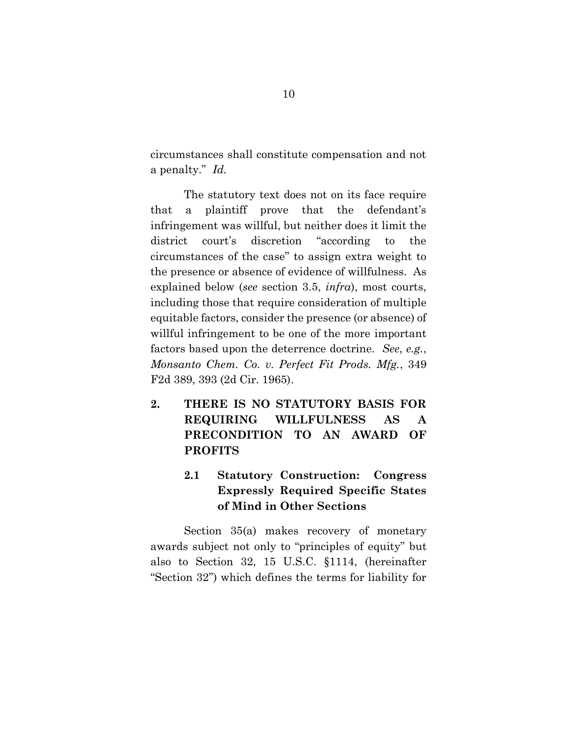circumstances shall constitute compensation and not a penalty." *Id.*

The statutory text does not on its face require that a plaintiff prove that the defendant's infringement was willful, but neither does it limit the district court's discretion "according to the circumstances of the case" to assign extra weight to the presence or absence of evidence of willfulness. As explained below (*see* section 3.5, *infra*), most courts, including those that require consideration of multiple equitable factors, consider the presence (or absence) of willful infringement to be one of the more important factors based upon the deterrence doctrine. *See*, *e.g.*, *Monsanto Chem. Co. v. Perfect Fit Prods. Mfg.*, 349 F2d 389, 393 (2d Cir. 1965).

## 2. THERE IS NO STATUTORY BASIS FOR REQUIRING WILLFULNESS AS A PRECONDITION TO AN AWARD OF PROFITS

### 2.1 Statutory Construction: Congress Expressly Required Specific States of Mind in Other Sections

Section 35(a) makes recovery of monetary awards subject not only to "principles of equity" but also to Section 32, 15 U.S.C. §1114, (hereinafter "Section 32") which defines the terms for liability for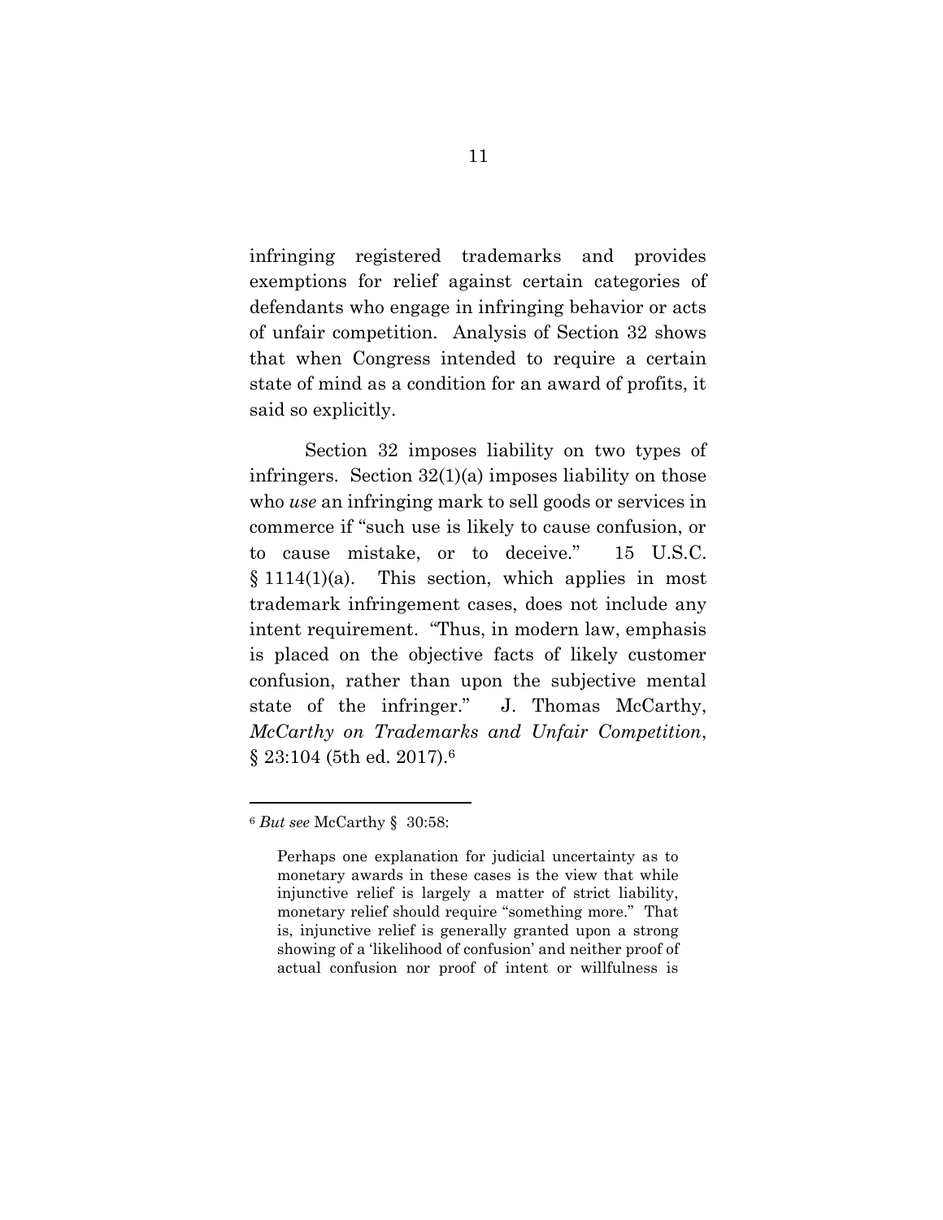infringing registered trademarks and provides exemptions for relief against certain categories of defendants who engage in infringing behavior or acts of unfair competition. Analysis of Section 32 shows that when Congress intended to require a certain state of mind as a condition for an award of profits, it said so explicitly.

Section 32 imposes liability on two types of infringers. Section 32(1)(a) imposes liability on those who *use* an infringing mark to sell goods or services in commerce if "such use is likely to cause confusion, or to cause mistake, or to deceive." 15 U.S.C. § 1114(1)(a). This section, which applies in most trademark infringement cases, does not include any intent requirement. "Thus, in modern law, emphasis is placed on the objective facts of likely customer confusion, rather than upon the subjective mental state of the infringer." J. Thomas McCarthy, *McCarthy on Trademarks and Unfair Competition*, § 23:104 (5th ed. 2017).[6]

---

[6] *But see* McCarthy § 30:58:

> Perhaps one explanation for judicial uncertainty as to monetary awards in these cases is the view that while injunctive relief is largely a matter of strict liability, monetary relief should require "something more." That is, injunctive relief is generally granted upon a strong showing of a 'likelihood of confusion' and neither proof of actual confusion nor proof of intent or willfulness is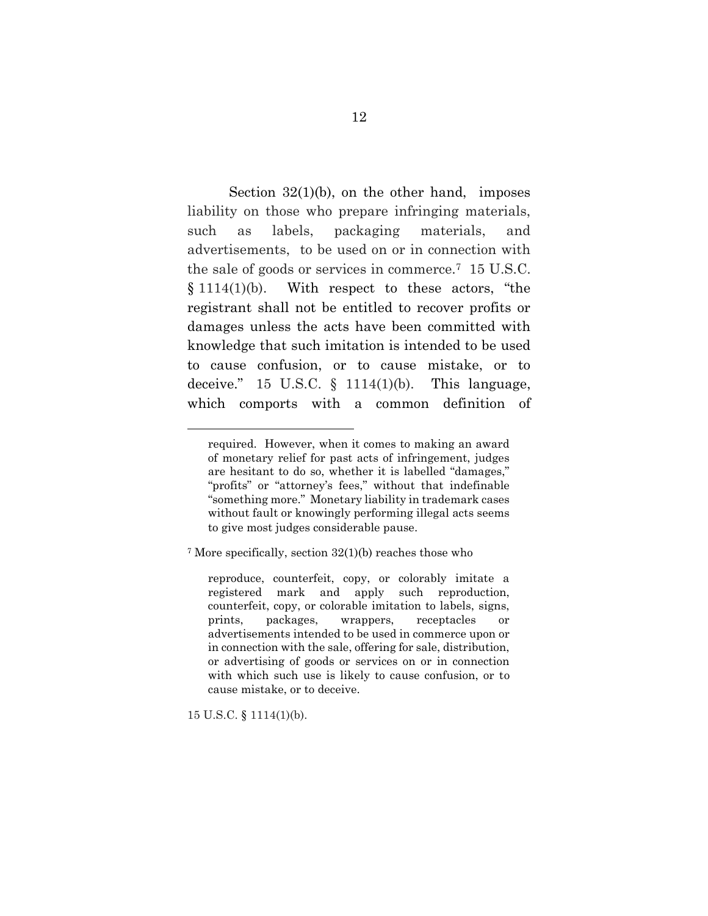Section 32(1)(b), on the other hand, imposes liability on those who prepare infringing materials, such as labels, packaging materials, and advertisements, to be used on or in connection with the sale of goods or services in commerce.[7] 15 U.S.C. § 1114(1)(b). With respect to these actors, "the registrant shall not be entitled to recover profits or damages unless the acts have been committed with knowledge that such imitation is intended to be used to cause confusion, or to cause mistake, or to deceive." 15 U.S.C. § 1114(1)(b). This language, which comports with a common definition of

---

required. However, when it comes to making an award of monetary relief for past acts of infringement, judges are hesitant to do so, whether it is labelled "damages," "profits" or "attorney's fees," without that indefinable "something more." Monetary liability in trademark cases without fault or knowingly performing illegal acts seems to give most judges considerable pause.

[7] More specifically, section 32(1)(b) reaches those who

> reproduce, counterfeit, copy, or colorably imitate a registered mark and apply such reproduction, counterfeit, copy, or colorable imitation to labels, signs, prints, packages, wrappers, receptacles or advertisements intended to be used in commerce upon or in connection with the sale, offering for sale, distribution, or advertising of goods or services on or in connection with which such use is likely to cause confusion, or to cause mistake, or to deceive.

15 U.S.C. § 1114(1)(b).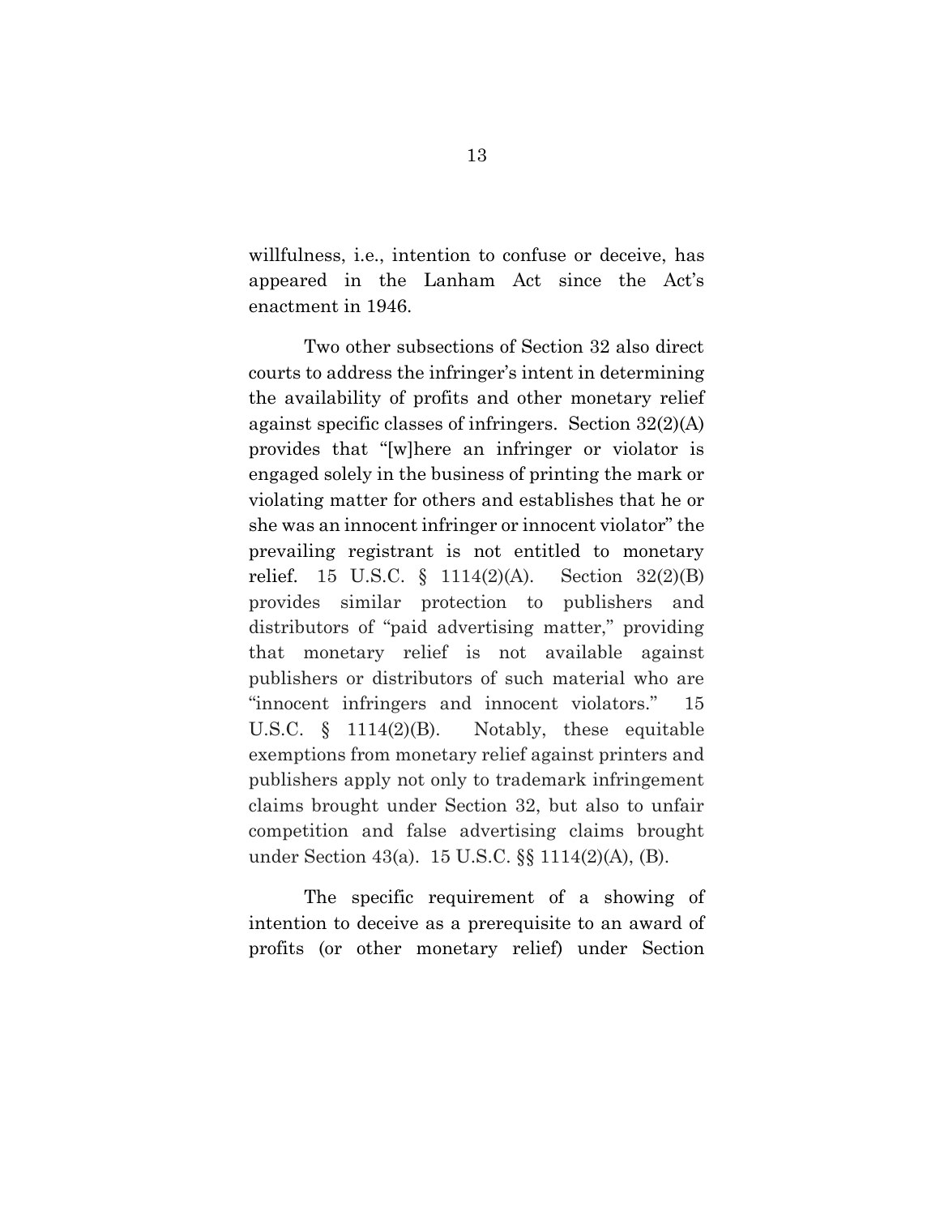willfulness, i.e., intention to confuse or deceive, has appeared in the Lanham Act since the Act's enactment in 1946.

Two other subsections of Section 32 also direct courts to address the infringer's intent in determining the availability of profits and other monetary relief against specific classes of infringers. Section 32(2)(A) provides that "[w]here an infringer or violator is engaged solely in the business of printing the mark or violating matter for others and establishes that he or she was an innocent infringer or innocent violator" the prevailing registrant is not entitled to monetary relief. 15 U.S.C. § 1114(2)(A). Section 32(2)(B) provides similar protection to publishers and distributors of "paid advertising matter," providing that monetary relief is not available against publishers or distributors of such material who are "innocent infringers and innocent violators." 15 U.S.C. § 1114(2)(B). Notably, these equitable exemptions from monetary relief against printers and publishers apply not only to trademark infringement claims brought under Section 32, but also to unfair competition and false advertising claims brought under Section 43(a). 15 U.S.C. §§ 1114(2)(A), (B).

The specific requirement of a showing of intention to deceive as a prerequisite to an award of profits (or other monetary relief) under Section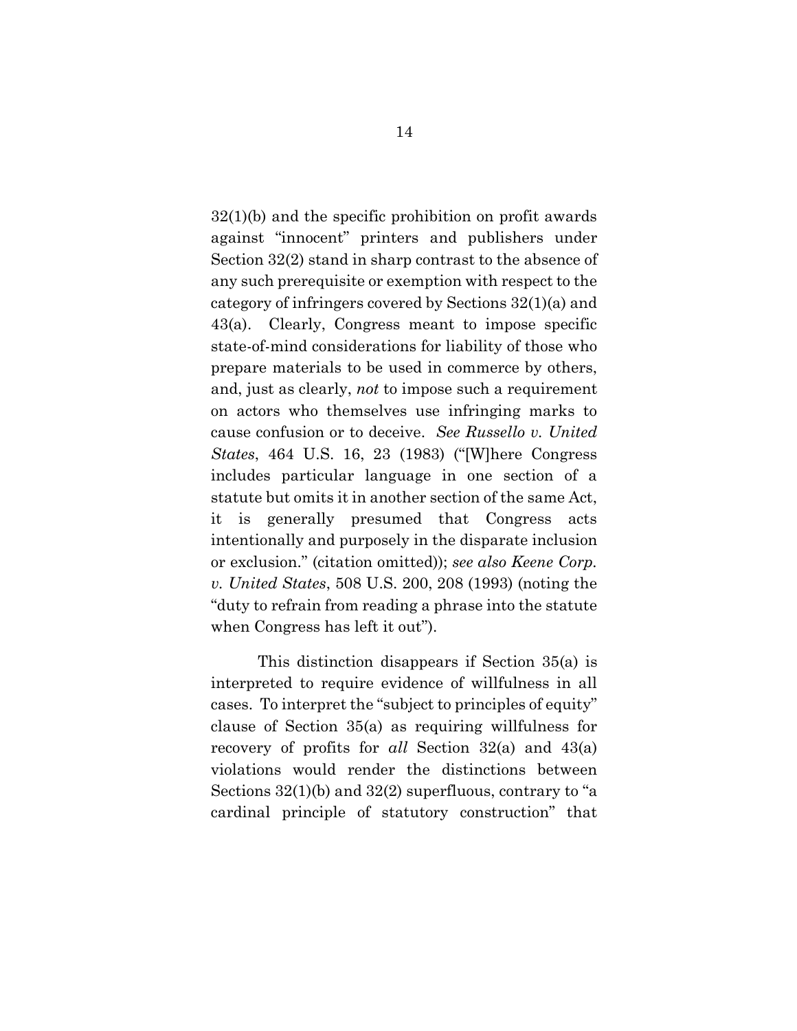32(1)(b) and the specific prohibition on profit awards against "innocent" printers and publishers under Section 32(2) stand in sharp contrast to the absence of any such prerequisite or exemption with respect to the category of infringers covered by Sections 32(1)(a) and 43(a). Clearly, Congress meant to impose specific state-of-mind considerations for liability of those who prepare materials to be used in commerce by others, and, just as clearly, *not* to impose such a requirement on actors who themselves use infringing marks to cause confusion or to deceive. *See Russello v. United States*, 464 U.S. 16, 23 (1983) ("[W]here Congress includes particular language in one section of a statute but omits it in another section of the same Act, it is generally presumed that Congress acts intentionally and purposely in the disparate inclusion or exclusion." (citation omitted)); *see also Keene Corp. v. United States*, 508 U.S. 200, 208 (1993) (noting the "duty to refrain from reading a phrase into the statute when Congress has left it out").

This distinction disappears if Section 35(a) is interpreted to require evidence of willfulness in all cases. To interpret the "subject to principles of equity" clause of Section 35(a) as requiring willfulness for recovery of profits for *all* Section 32(a) and 43(a) violations would render the distinctions between Sections 32(1)(b) and 32(2) superfluous, contrary to "a cardinal principle of statutory construction" that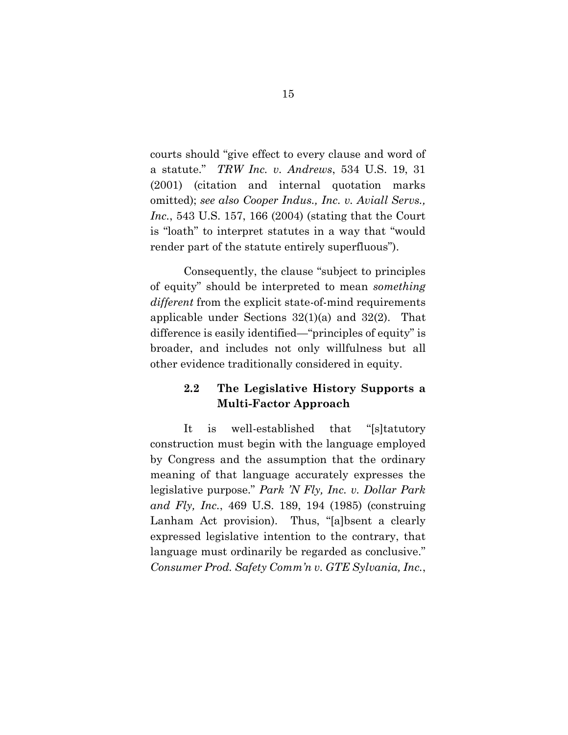courts should "give effect to every clause and word of a statute." *TRW Inc. v. Andrews*, 534 U.S. 19, 31 (2001) (citation and internal quotation marks omitted); *see also Cooper Indus., Inc. v. Aviall Servs., Inc.*, 543 U.S. 157, 166 (2004) (stating that the Court is "loath" to interpret statutes in a way that "would render part of the statute entirely superfluous").

Consequently, the clause "subject to principles of equity" should be interpreted to mean *something different* from the explicit state-of-mind requirements applicable under Sections 32(1)(a) and 32(2). That difference is easily identified—"principles of equity" is broader, and includes not only willfulness but all other evidence traditionally considered in equity.

### 2.2 The Legislative History Supports a Multi-Factor Approach

It is well-established that "[s]tatutory construction must begin with the language employed by Congress and the assumption that the ordinary meaning of that language accurately expresses the legislative purpose." *Park 'N Fly, Inc. v. Dollar Park and Fly, Inc.*, 469 U.S. 189, 194 (1985) (construing Lanham Act provision). Thus, "[a]bsent a clearly expressed legislative intention to the contrary, that language must ordinarily be regarded as conclusive." *Consumer Prod. Safety Comm'n v. GTE Sylvania, Inc.*,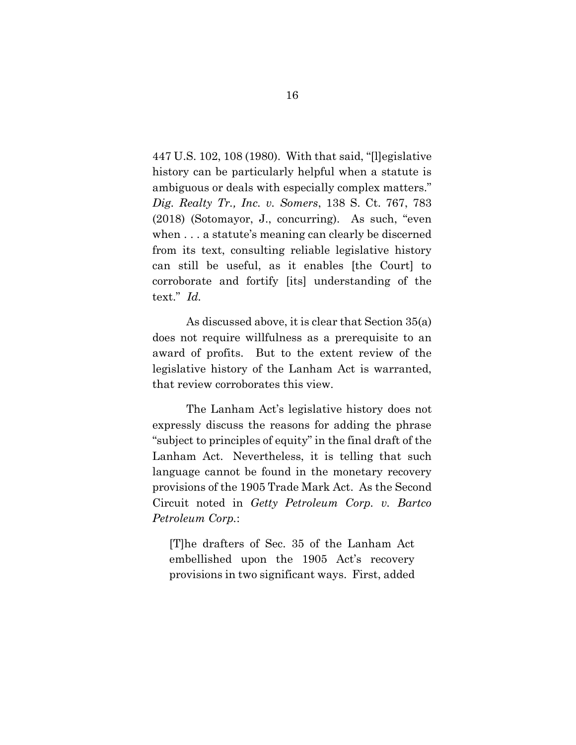447 U.S. 102, 108 (1980). With that said, "[l]egislative history can be particularly helpful when a statute is ambiguous or deals with especially complex matters." *Dig. Realty Tr., Inc. v. Somers*, 138 S. Ct. 767, 783 (2018) (Sotomayor, J., concurring). As such, "even when . . . a statute's meaning can clearly be discerned from its text, consulting reliable legislative history can still be useful, as it enables [the Court] to corroborate and fortify [its] understanding of the text." *Id.*

As discussed above, it is clear that Section 35(a) does not require willfulness as a prerequisite to an award of profits. But to the extent review of the legislative history of the Lanham Act is warranted, that review corroborates this view.

The Lanham Act's legislative history does not expressly discuss the reasons for adding the phrase "subject to principles of equity" in the final draft of the Lanham Act. Nevertheless, it is telling that such language cannot be found in the monetary recovery provisions of the 1905 Trade Mark Act. As the Second Circuit noted in *Getty Petroleum Corp. v. Bartco Petroleum Corp.*:

> [T]he drafters of Sec. 35 of the Lanham Act embellished upon the 1905 Act's recovery provisions in two significant ways. First, added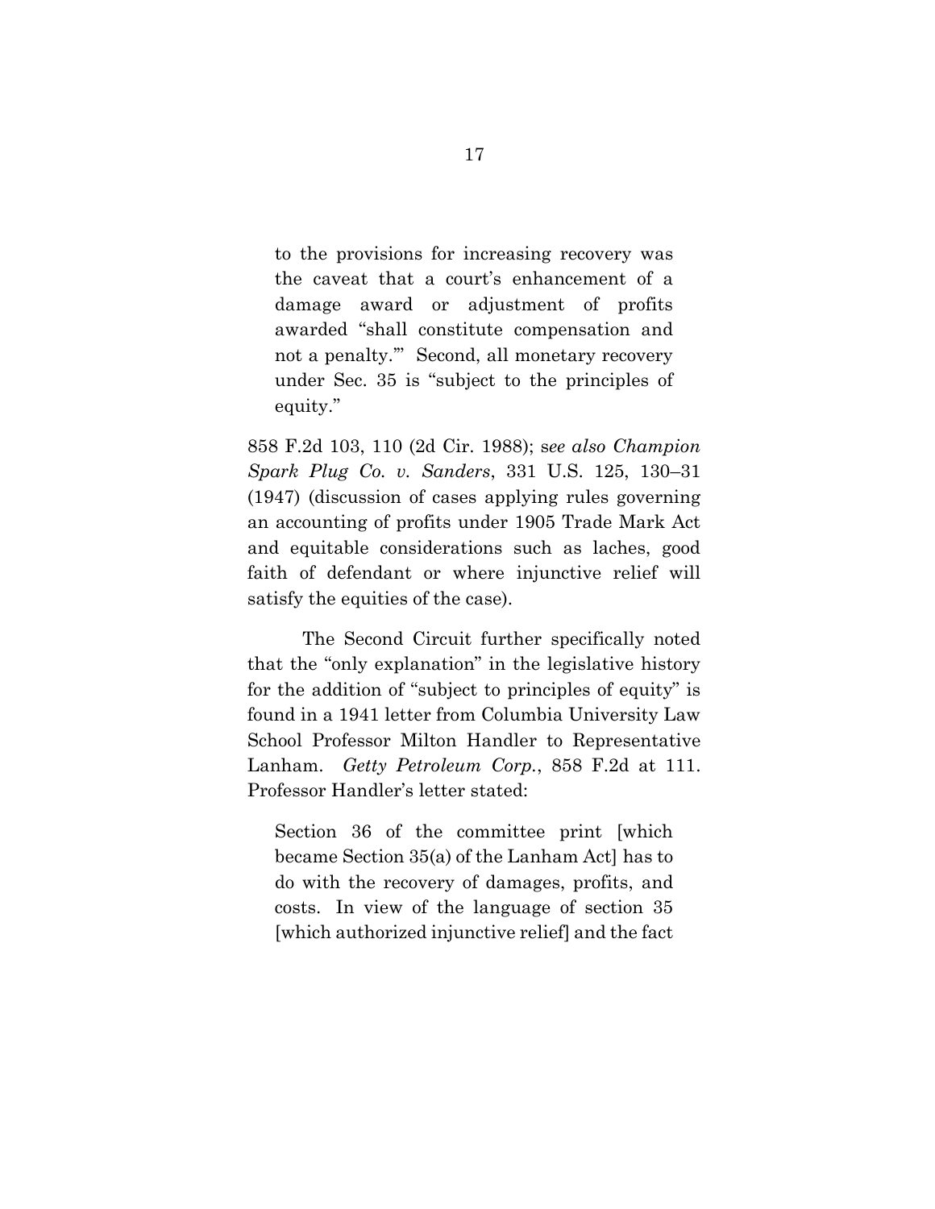> to the provisions for increasing recovery was the caveat that a court's enhancement of a damage award or adjustment of profits awarded "shall constitute compensation and not a penalty.'" Second, all monetary recovery under Sec. 35 is "subject to the principles of equity."

858 F.2d 103, 110 (2d Cir. 1988); s*ee also Champion Spark Plug Co. v. Sanders*, 331 U.S. 125, 130–31 (1947) (discussion of cases applying rules governing an accounting of profits under 1905 Trade Mark Act and equitable considerations such as laches, good faith of defendant or where injunctive relief will satisfy the equities of the case).

The Second Circuit further specifically noted that the "only explanation" in the legislative history for the addition of "subject to principles of equity" is found in a 1941 letter from Columbia University Law School Professor Milton Handler to Representative Lanham. *Getty Petroleum Corp.*, 858 F.2d at 111. Professor Handler's letter stated:

> Section 36 of the committee print [which became Section 35(a) of the Lanham Act] has to do with the recovery of damages, profits, and costs. In view of the language of section 35 [which authorized injunctive relief] and the fact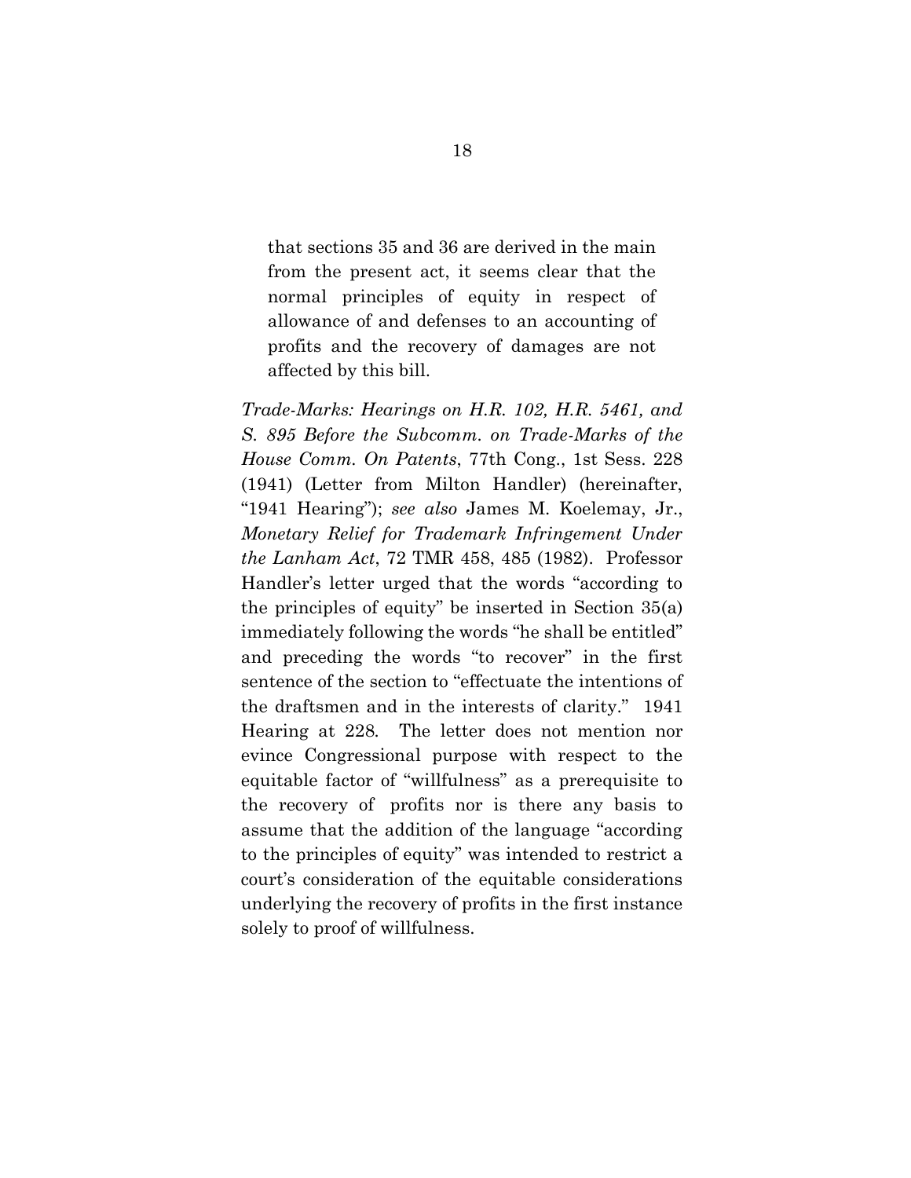> that sections 35 and 36 are derived in the main from the present act, it seems clear that the normal principles of equity in respect of allowance of and defenses to an accounting of profits and the recovery of damages are not affected by this bill.

*Trade-Marks: Hearings on H.R. 102, H.R. 5461, and S. 895 Before the Subcomm. on Trade-Marks of the House Comm. On Patents*, 77th Cong., 1st Sess. 228 (1941) (Letter from Milton Handler) (hereinafter, "1941 Hearing"); *see also* James M. Koelemay, Jr., *Monetary Relief for Trademark Infringement Under the Lanham Act*, 72 TMR 458, 485 (1982). Professor Handler's letter urged that the words "according to the principles of equity" be inserted in Section 35(a) immediately following the words "he shall be entitled" and preceding the words "to recover" in the first sentence of the section to "effectuate the intentions of the draftsmen and in the interests of clarity." 1941 Hearing at 228. The letter does not mention nor evince Congressional purpose with respect to the equitable factor of "willfulness" as a prerequisite to the recovery of profits nor is there any basis to assume that the addition of the language "according to the principles of equity" was intended to restrict a court's consideration of the equitable considerations underlying the recovery of profits in the first instance solely to proof of willfulness.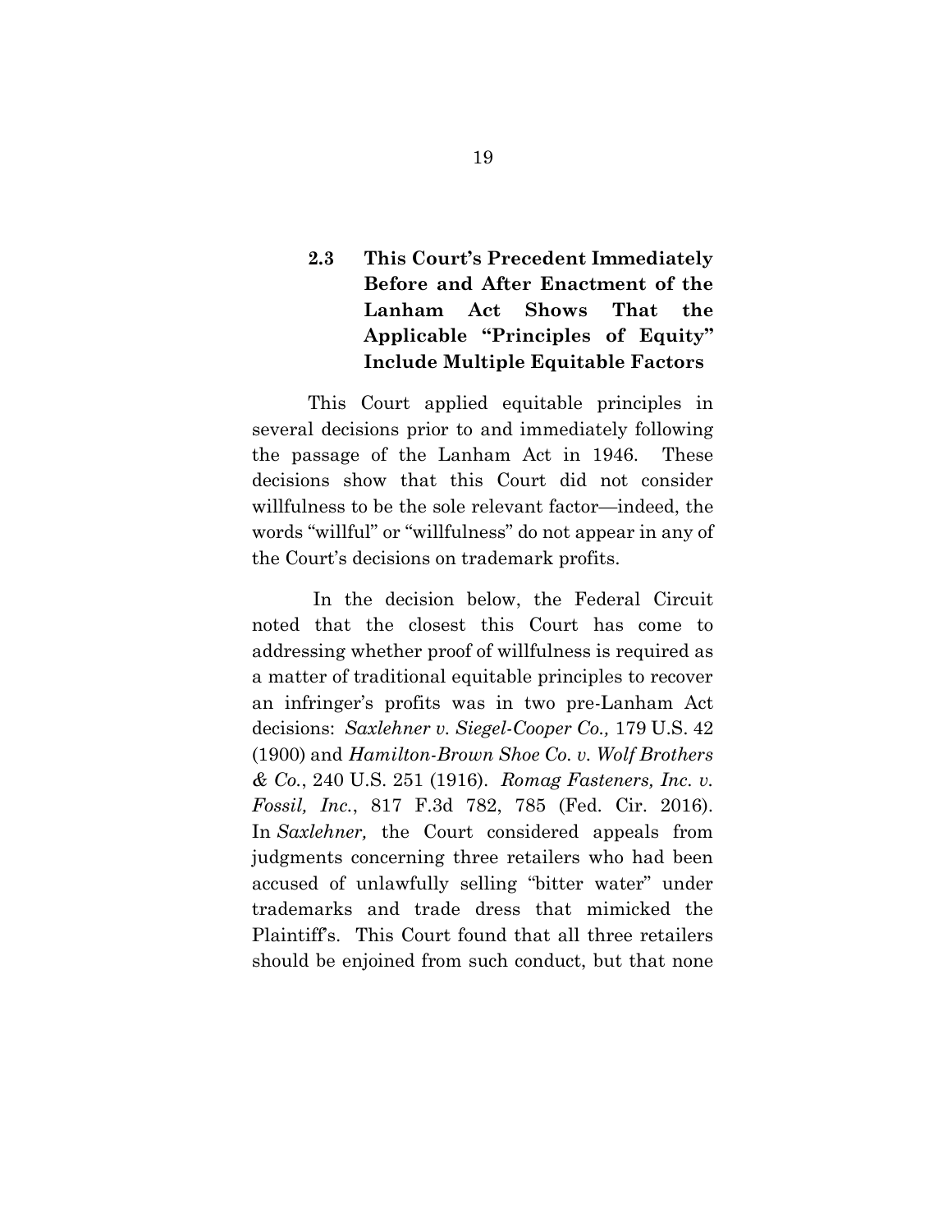### 2.3 This Court's Precedent Immediately Before and After Enactment of the Lanham Act Shows That the Applicable "Principles of Equity" Include Multiple Equitable Factors

This Court applied equitable principles in several decisions prior to and immediately following the passage of the Lanham Act in 1946. These decisions show that this Court did not consider willfulness to be the sole relevant factor—indeed, the words "willful" or "willfulness" do not appear in any of the Court's decisions on trademark profits.

In the decision below, the Federal Circuit noted that the closest this Court has come to addressing whether proof of willfulness is required as a matter of traditional equitable principles to recover an infringer's profits was in two pre-Lanham Act decisions: *Saxlehner v. Siegel-Cooper Co.,* 179 U.S. 42 (1900) and *Hamilton-Brown Shoe Co. v. Wolf Brothers & Co.*, 240 U.S. 251 (1916). *Romag Fasteners, Inc. v. Fossil, Inc.*, 817 F.3d 782, 785 (Fed. Cir. 2016). In *Saxlehner,* the Court considered appeals from judgments concerning three retailers who had been accused of unlawfully selling "bitter water" under trademarks and trade dress that mimicked the Plaintiff's. This Court found that all three retailers should be enjoined from such conduct, but that none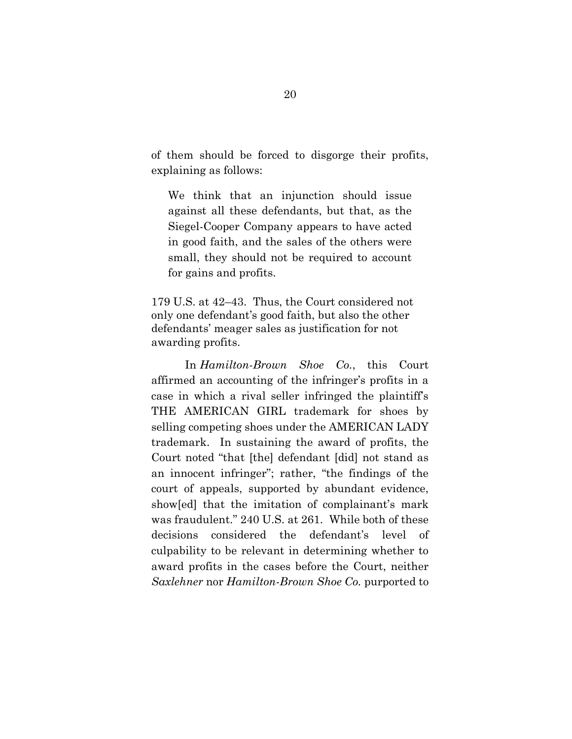of them should be forced to disgorge their profits, explaining as follows:

> We think that an injunction should issue against all these defendants, but that, as the Siegel-Cooper Company appears to have acted in good faith, and the sales of the others were small, they should not be required to account for gains and profits.

179 U.S. at 42–43. Thus, the Court considered not only one defendant's good faith, but also the other defendants' meager sales as justification for not awarding profits.

In *Hamilton-Brown Shoe Co.*, this Court affirmed an accounting of the infringer's profits in a case in which a rival seller infringed the plaintiff's THE AMERICAN GIRL trademark for shoes by selling competing shoes under the AMERICAN LADY trademark. In sustaining the award of profits, the Court noted "that [the] defendant [did] not stand as an innocent infringer"; rather, "the findings of the court of appeals, supported by abundant evidence, show[ed] that the imitation of complainant's mark was fraudulent." 240 U.S. at 261. While both of these decisions considered the defendant's level of culpability to be relevant in determining whether to award profits in the cases before the Court, neither *Saxlehner* nor *Hamilton-Brown Shoe Co.* purported to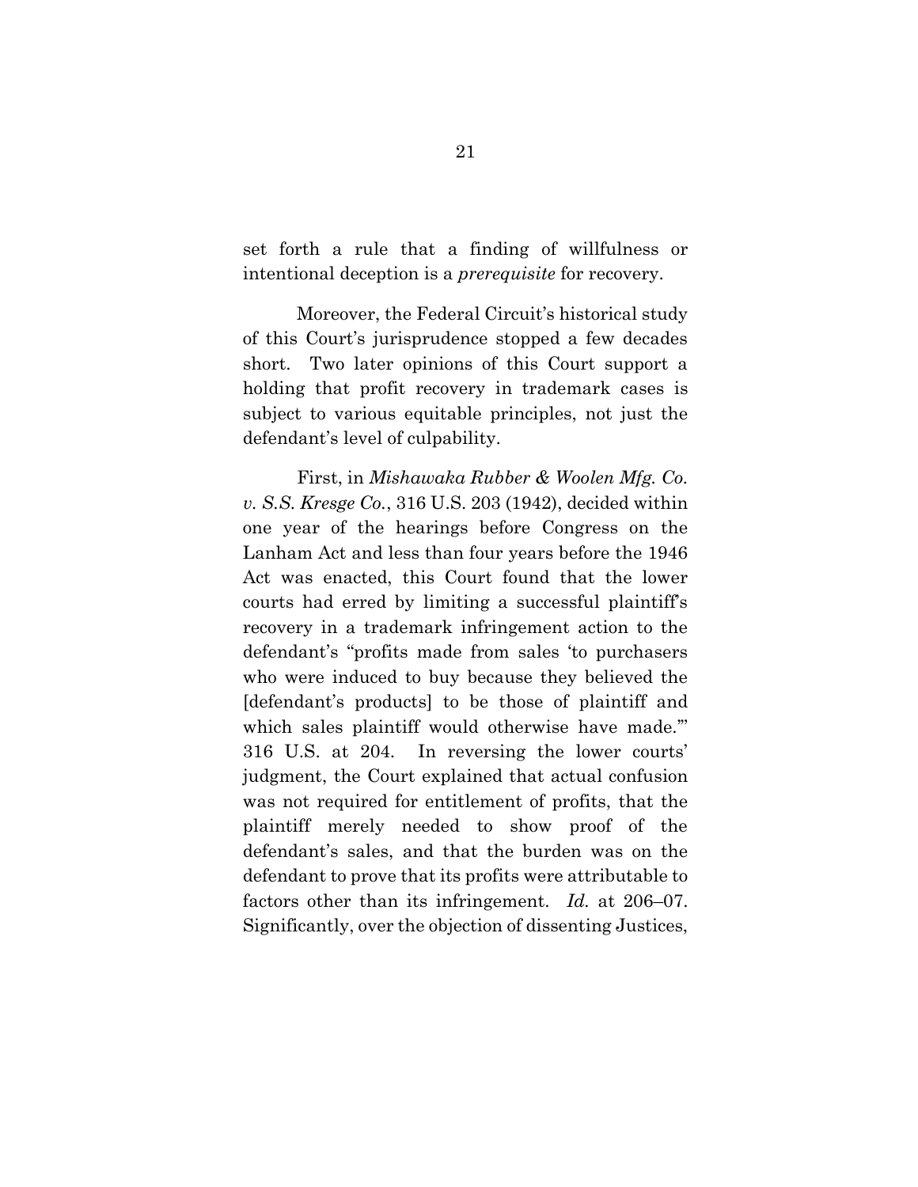set forth a rule that a finding of willfulness or intentional deception is a *prerequisite* for recovery.

Moreover, the Federal Circuit's historical study of this Court's jurisprudence stopped a few decades short. Two later opinions of this Court support a holding that profit recovery in trademark cases is subject to various equitable principles, not just the defendant's level of culpability.

First, in *Mishawaka Rubber & Woolen Mfg. Co. v. S.S. Kresge Co.*, 316 U.S. 203 (1942), decided within one year of the hearings before Congress on the Lanham Act and less than four years before the 1946 Act was enacted, this Court found that the lower courts had erred by limiting a successful plaintiff's recovery in a trademark infringement action to the defendant's "profits made from sales 'to purchasers who were induced to buy because they believed the [defendant's products] to be those of plaintiff and which sales plaintiff would otherwise have made.'" 316 U.S. at 204. In reversing the lower courts' judgment, the Court explained that actual confusion was not required for entitlement of profits, that the plaintiff merely needed to show proof of the defendant's sales, and that the burden was on the defendant to prove that its profits were attributable to factors other than its infringement. *Id.* at 206–07. Significantly, over the objection of dissenting Justices,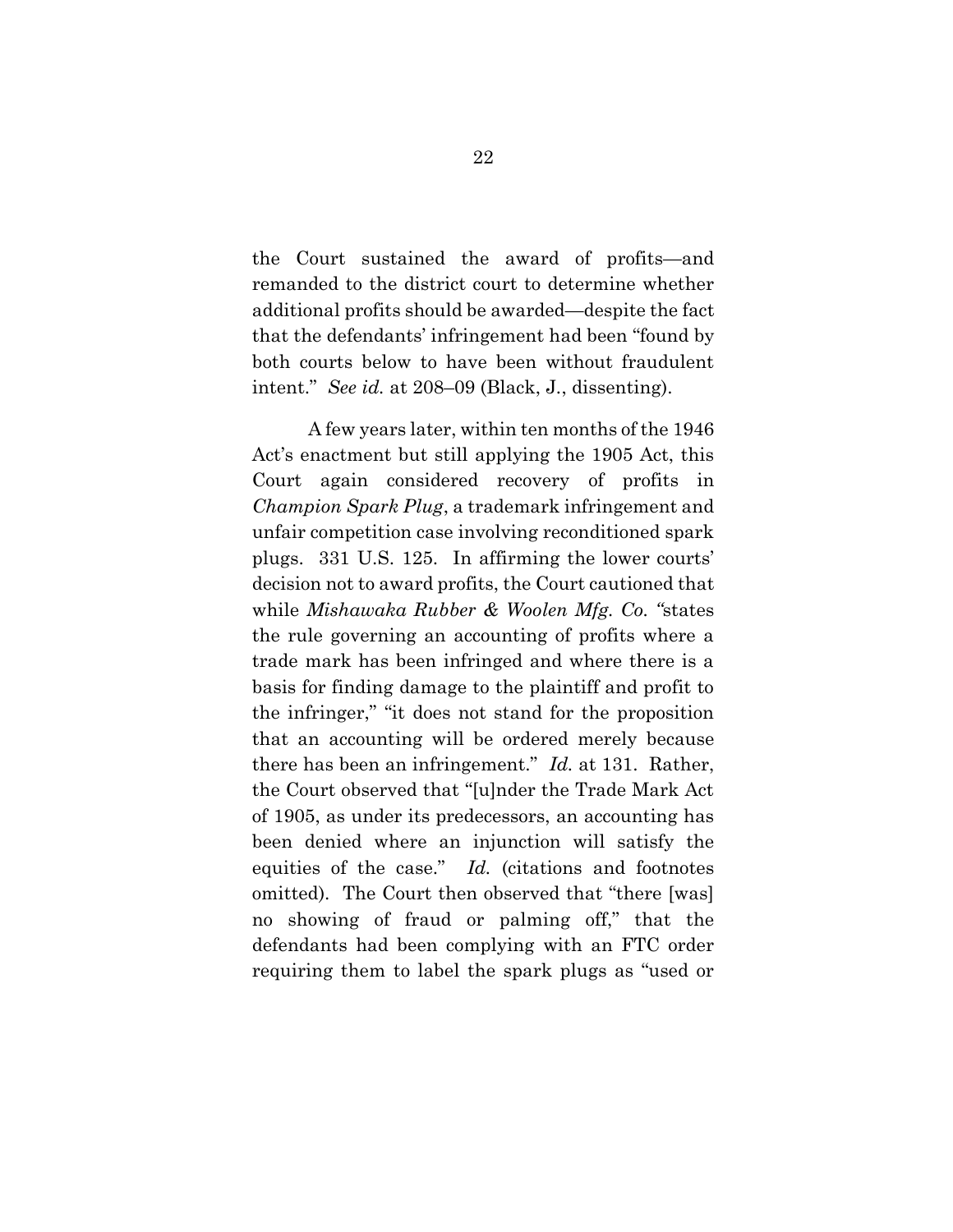the Court sustained the award of profits—and remanded to the district court to determine whether additional profits should be awarded—despite the fact that the defendants' infringement had been "found by both courts below to have been without fraudulent intent." *See id.* at 208–09 (Black, J., dissenting).

A few years later, within ten months of the 1946 Act's enactment but still applying the 1905 Act, this Court again considered recovery of profits in *Champion Spark Plug*, a trademark infringement and unfair competition case involving reconditioned spark plugs. 331 U.S. 125. In affirming the lower courts' decision not to award profits, the Court cautioned that while *Mishawaka Rubber & Woolen Mfg. Co.* "states the rule governing an accounting of profits where a trade mark has been infringed and where there is a basis for finding damage to the plaintiff and profit to the infringer," "it does not stand for the proposition that an accounting will be ordered merely because there has been an infringement." *Id.* at 131. Rather, the Court observed that "[u]nder the Trade Mark Act of 1905, as under its predecessors, an accounting has been denied where an injunction will satisfy the equities of the case." *Id.* (citations and footnotes omitted). The Court then observed that "there [was] no showing of fraud or palming off," that the defendants had been complying with an FTC order requiring them to label the spark plugs as "used or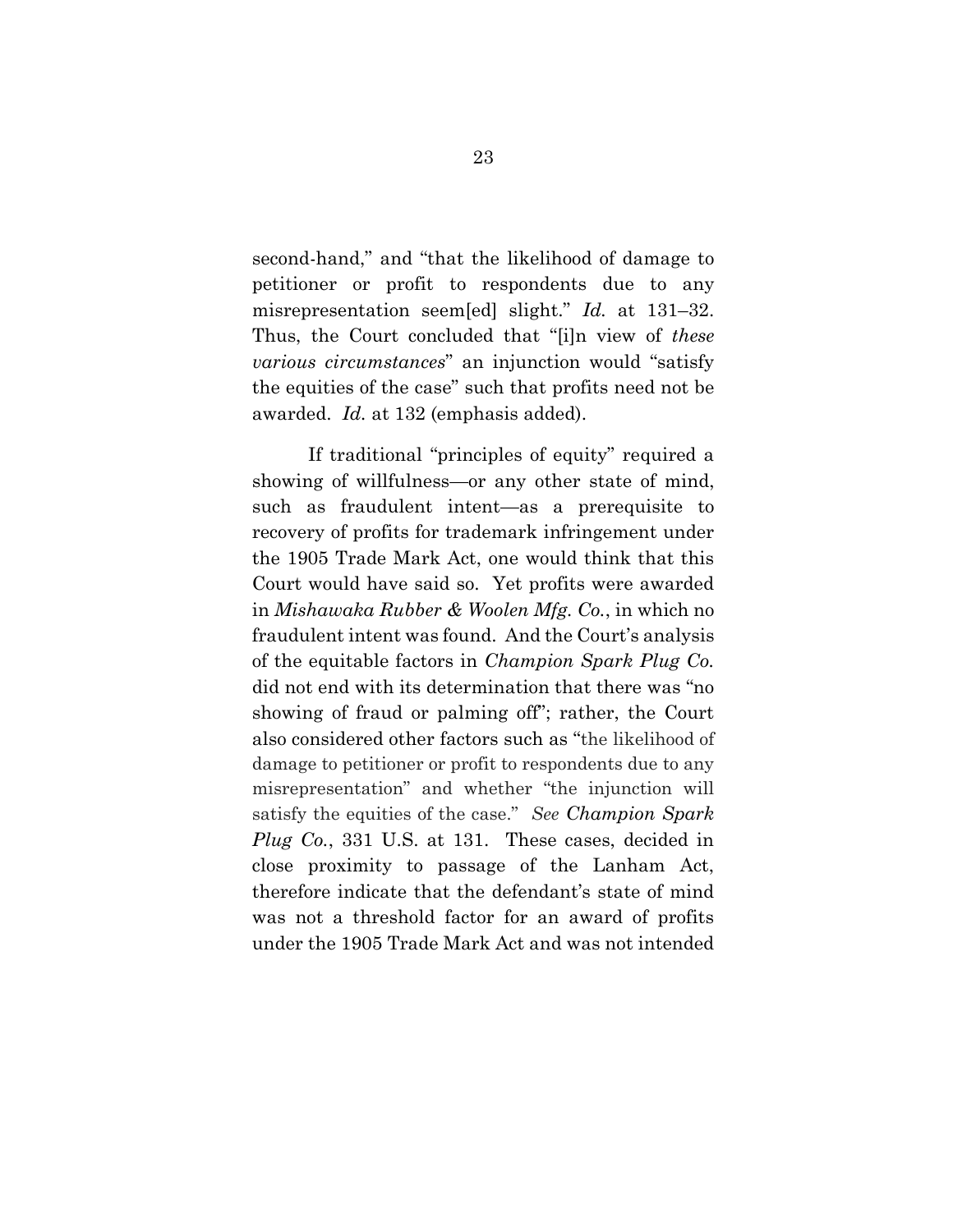second-hand," and "that the likelihood of damage to petitioner or profit to respondents due to any misrepresentation seem[ed] slight." *Id.* at 131–32. Thus, the Court concluded that "[i]n view of *these various circumstances*" an injunction would "satisfy the equities of the case" such that profits need not be awarded. *Id.* at 132 (emphasis added).

If traditional "principles of equity" required a showing of willfulness—or any other state of mind, such as fraudulent intent—as a prerequisite to recovery of profits for trademark infringement under the 1905 Trade Mark Act, one would think that this Court would have said so. Yet profits were awarded in *Mishawaka Rubber & Woolen Mfg. Co.*, in which no fraudulent intent was found. And the Court's analysis of the equitable factors in *Champion Spark Plug Co.* did not end with its determination that there was "no showing of fraud or palming off"; rather, the Court also considered other factors such as "the likelihood of damage to petitioner or profit to respondents due to any misrepresentation" and whether "the injunction will satisfy the equities of the case." *See Champion Spark Plug Co.*, 331 U.S. at 131. These cases, decided in close proximity to passage of the Lanham Act, therefore indicate that the defendant's state of mind was not a threshold factor for an award of profits under the 1905 Trade Mark Act and was not intended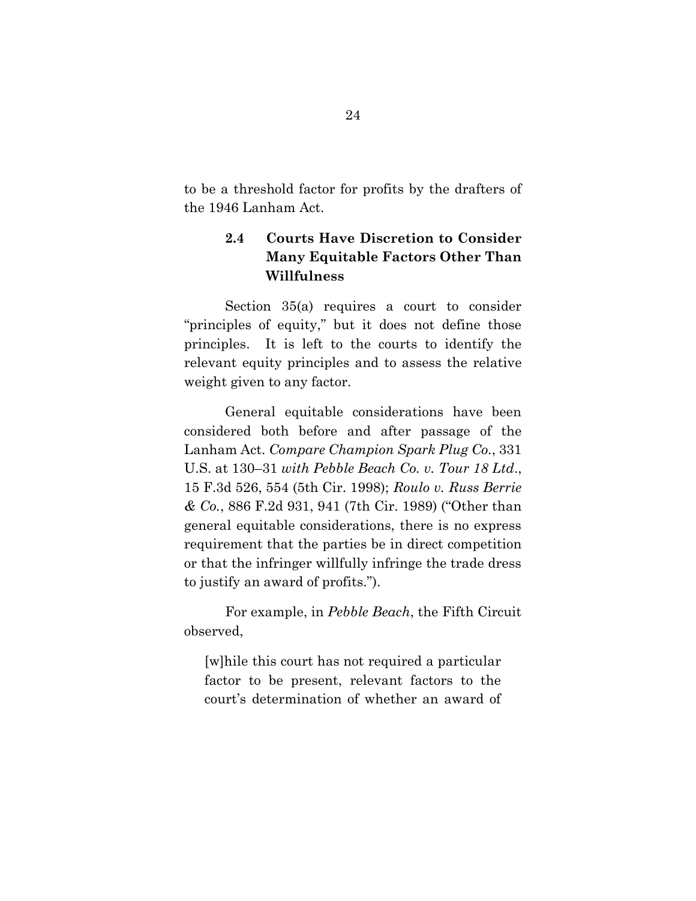to be a threshold factor for profits by the drafters of the 1946 Lanham Act.

### 2.4 Courts Have Discretion to Consider Many Equitable Factors Other Than Willfulness

Section 35(a) requires a court to consider "principles of equity," but it does not define those principles. It is left to the courts to identify the relevant equity principles and to assess the relative weight given to any factor.

General equitable considerations have been considered both before and after passage of the Lanham Act. *Compare Champion Spark Plug Co.*, 331 U.S. at 130–31 *with Pebble Beach Co. v. Tour 18 Ltd.*, 15 F.3d 526, 554 (5th Cir. 1998); *Roulo v. Russ Berrie & Co.*, 886 F.2d 931, 941 (7th Cir. 1989) ("Other than general equitable considerations, there is no express requirement that the parties be in direct competition or that the infringer willfully infringe the trade dress to justify an award of profits.").

For example, in *Pebble Beach*, the Fifth Circuit observed,

> [w]hile this court has not required a particular factor to be present, relevant factors to the court's determination of whether an award of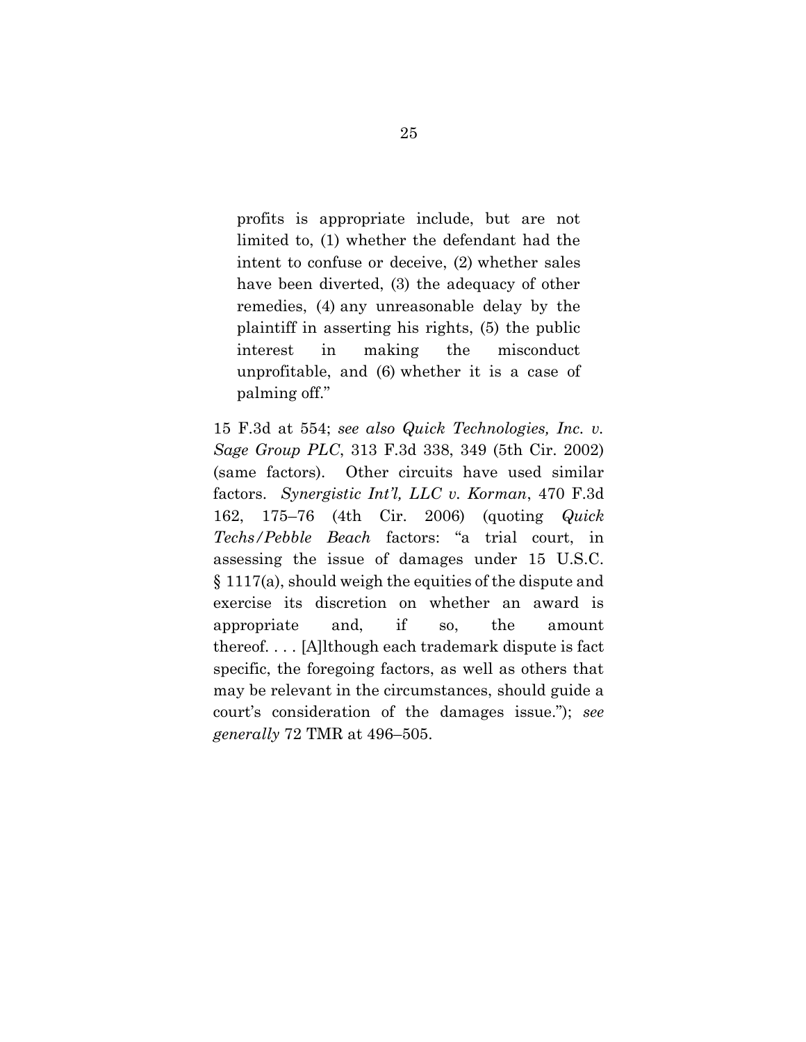> profits is appropriate include, but are not limited to, (1) whether the defendant had the intent to confuse or deceive, (2) whether sales have been diverted, (3) the adequacy of other remedies, (4) any unreasonable delay by the plaintiff in asserting his rights, (5) the public interest in making the misconduct unprofitable, and (6) whether it is a case of palming off."

15 F.3d at 554; *see also Quick Technologies, Inc. v. Sage Group PLC*, 313 F.3d 338, 349 (5th Cir. 2002) (same factors). Other circuits have used similar factors. *Synergistic Int'l, LLC v. Korman*, 470 F.3d 162, 175–76 (4th Cir. 2006) (quoting *Quick Techs/Pebble Beach* factors: "a trial court, in assessing the issue of damages under 15 U.S.C. § 1117(a), should weigh the equities of the dispute and exercise its discretion on whether an award is appropriate and, if so, the amount thereof. . . . [A]lthough each trademark dispute is fact specific, the foregoing factors, as well as others that may be relevant in the circumstances, should guide a court's consideration of the damages issue."); *see generally* 72 TMR at 496–505.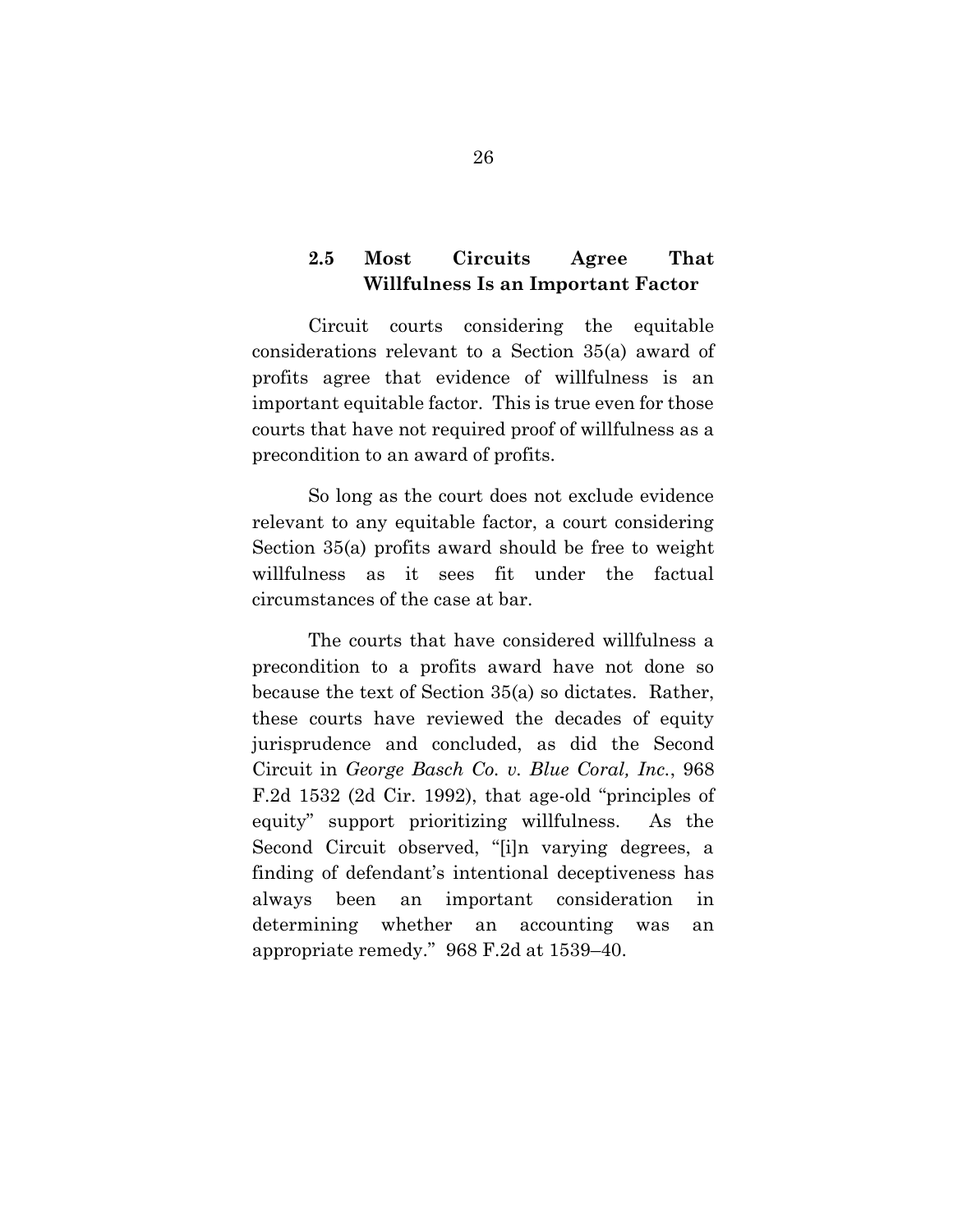### 2.5 Most Circuits Agree That Willfulness Is an Important Factor

Circuit courts considering the equitable considerations relevant to a Section 35(a) award of profits agree that evidence of willfulness is an important equitable factor. This is true even for those courts that have not required proof of willfulness as a precondition to an award of profits.

So long as the court does not exclude evidence relevant to any equitable factor, a court considering Section 35(a) profits award should be free to weight willfulness as it sees fit under the factual circumstances of the case at bar.

The courts that have considered willfulness a precondition to a profits award have not done so because the text of Section 35(a) so dictates. Rather, these courts have reviewed the decades of equity jurisprudence and concluded, as did the Second Circuit in *George Basch Co. v. Blue Coral, Inc.*, 968 F.2d 1532 (2d Cir. 1992), that age-old "principles of equity" support prioritizing willfulness. As the Second Circuit observed, "[i]n varying degrees, a finding of defendant's intentional deceptiveness has always been an important consideration in determining whether an accounting was an appropriate remedy." 968 F.2d at 1539–40.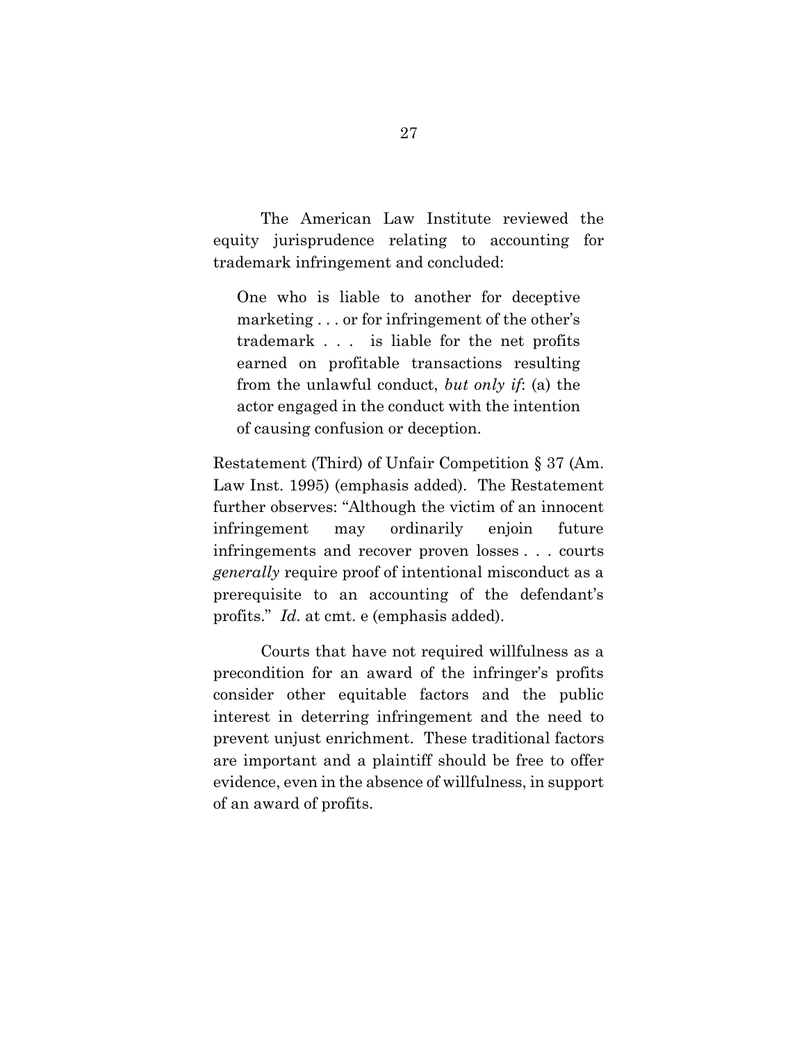The American Law Institute reviewed the equity jurisprudence relating to accounting for trademark infringement and concluded:

> One who is liable to another for deceptive marketing . . . or for infringement of the other's trademark . . . is liable for the net profits earned on profitable transactions resulting from the unlawful conduct, *but only if*: (a) the actor engaged in the conduct with the intention of causing confusion or deception.

Restatement (Third) of Unfair Competition § 37 (Am. Law Inst. 1995) (emphasis added). The Restatement further observes: "Although the victim of an innocent infringement may ordinarily enjoin future infringements and recover proven losses . . . courts *generally* require proof of intentional misconduct as a prerequisite to an accounting of the defendant's profits." *Id.* at cmt. e (emphasis added).

Courts that have not required willfulness as a precondition for an award of the infringer's profits consider other equitable factors and the public interest in deterring infringement and the need to prevent unjust enrichment. These traditional factors are important and a plaintiff should be free to offer evidence, even in the absence of willfulness, in support of an award of profits.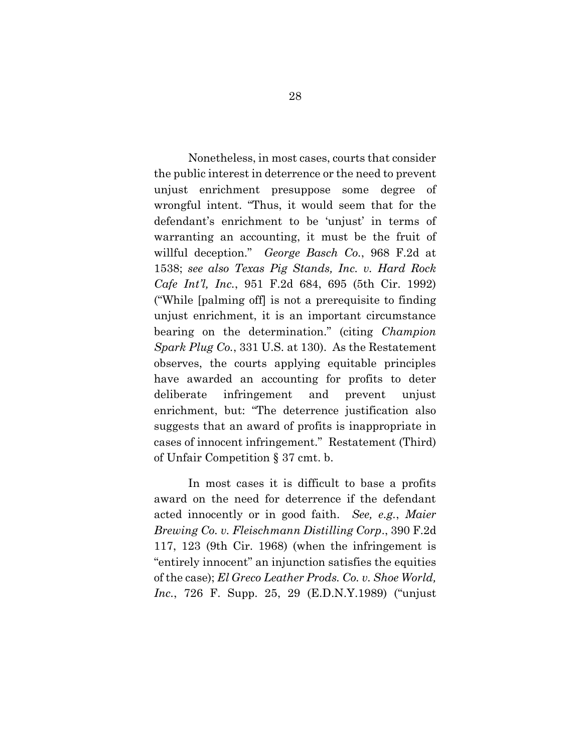Nonetheless, in most cases, courts that consider the public interest in deterrence or the need to prevent unjust enrichment presuppose some degree of wrongful intent. "Thus, it would seem that for the defendant's enrichment to be 'unjust' in terms of warranting an accounting, it must be the fruit of willful deception." *George Basch Co.*, 968 F.2d at 1538; *see also Texas Pig Stands, Inc. v. Hard Rock Cafe Int'l, Inc.*, 951 F.2d 684, 695 (5th Cir. 1992) ("While [palming off] is not a prerequisite to finding unjust enrichment, it is an important circumstance bearing on the determination." (citing *Champion Spark Plug Co.*, 331 U.S. at 130). As the Restatement observes, the courts applying equitable principles have awarded an accounting for profits to deter deliberate infringement and prevent unjust enrichment, but: "The deterrence justification also suggests that an award of profits is inappropriate in cases of innocent infringement." Restatement (Third) of Unfair Competition § 37 cmt. b.

In most cases it is difficult to base a profits award on the need for deterrence if the defendant acted innocently or in good faith. *See, e.g.*, *Maier Brewing Co. v. Fleischmann Distilling Corp*., 390 F.2d 117, 123 (9th Cir. 1968) (when the infringement is "entirely innocent" an injunction satisfies the equities of the case); *El Greco Leather Prods. Co. v. Shoe World, Inc.*, 726 F. Supp. 25, 29 (E.D.N.Y.1989) ("unjust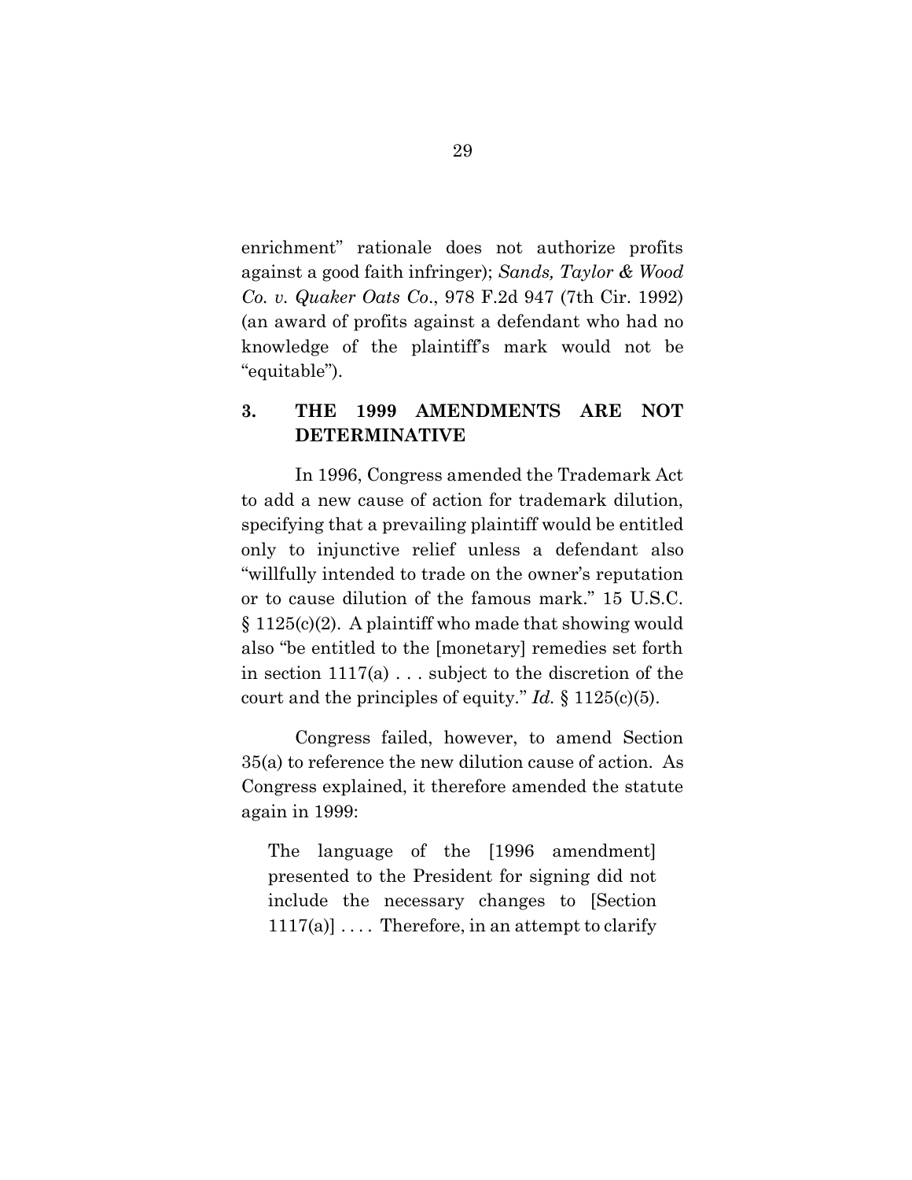enrichment" rationale does not authorize profits against a good faith infringer); *Sands, Taylor & Wood Co. v. Quaker Oats Co*., 978 F.2d 947 (7th Cir. 1992) (an award of profits against a defendant who had no knowledge of the plaintiff's mark would not be "equitable").

### 3. THE 1999 AMENDMENTS ARE NOT DETERMINATIVE

In 1996, Congress amended the Trademark Act to add a new cause of action for trademark dilution, specifying that a prevailing plaintiff would be entitled only to injunctive relief unless a defendant also "willfully intended to trade on the owner's reputation or to cause dilution of the famous mark." 15 U.S.C. § 1125(c)(2). A plaintiff who made that showing would also "be entitled to the [monetary] remedies set forth in section 1117(a) . . . subject to the discretion of the court and the principles of equity." *Id.* § 1125(c)(5).

Congress failed, however, to amend Section 35(a) to reference the new dilution cause of action. As Congress explained, it therefore amended the statute again in 1999:

> The language of the [1996 amendment] presented to the President for signing did not include the necessary changes to [Section 1117(a)] . . . . Therefore, in an attempt to clarify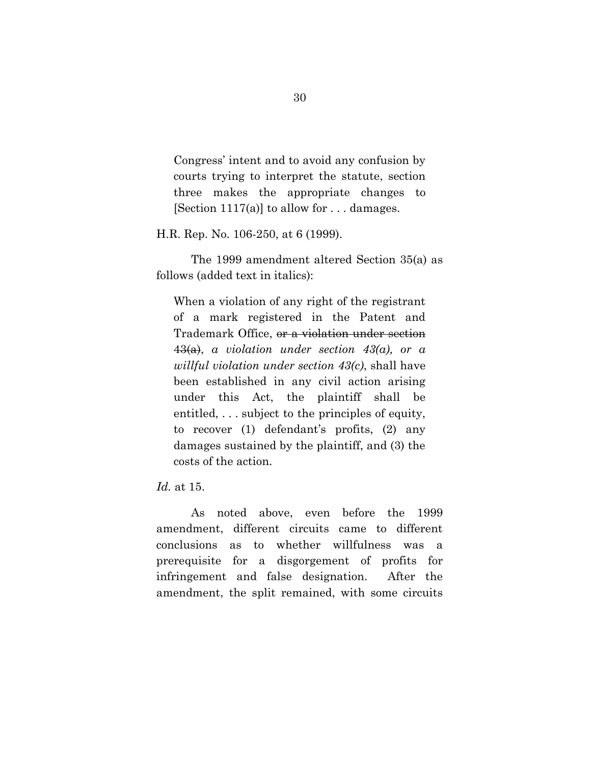> Congress' intent and to avoid any confusion by courts trying to interpret the statute, section three makes the appropriate changes to [Section 1117(a)] to allow for . . . damages.

H.R. Rep. No. 106-250, at 6 (1999).

The 1999 amendment altered Section 35(a) as follows (added text in italics):

> When a violation of any right of the registrant of a mark registered in the Patent and Trademark Office, ~~or a violation under section 43(a)~~, *a violation under section 43(a), or a willful violation under section 43(c)*, shall have been established in any civil action arising under this Act, the plaintiff shall be entitled, . . . subject to the principles of equity, to recover (1) defendant's profits, (2) any damages sustained by the plaintiff, and (3) the costs of the action.

*Id.* at 15.

As noted above, even before the 1999 amendment, different circuits came to different conclusions as to whether willfulness was a prerequisite for a disgorgement of profits for infringement and false designation. After the amendment, the split remained, with some circuits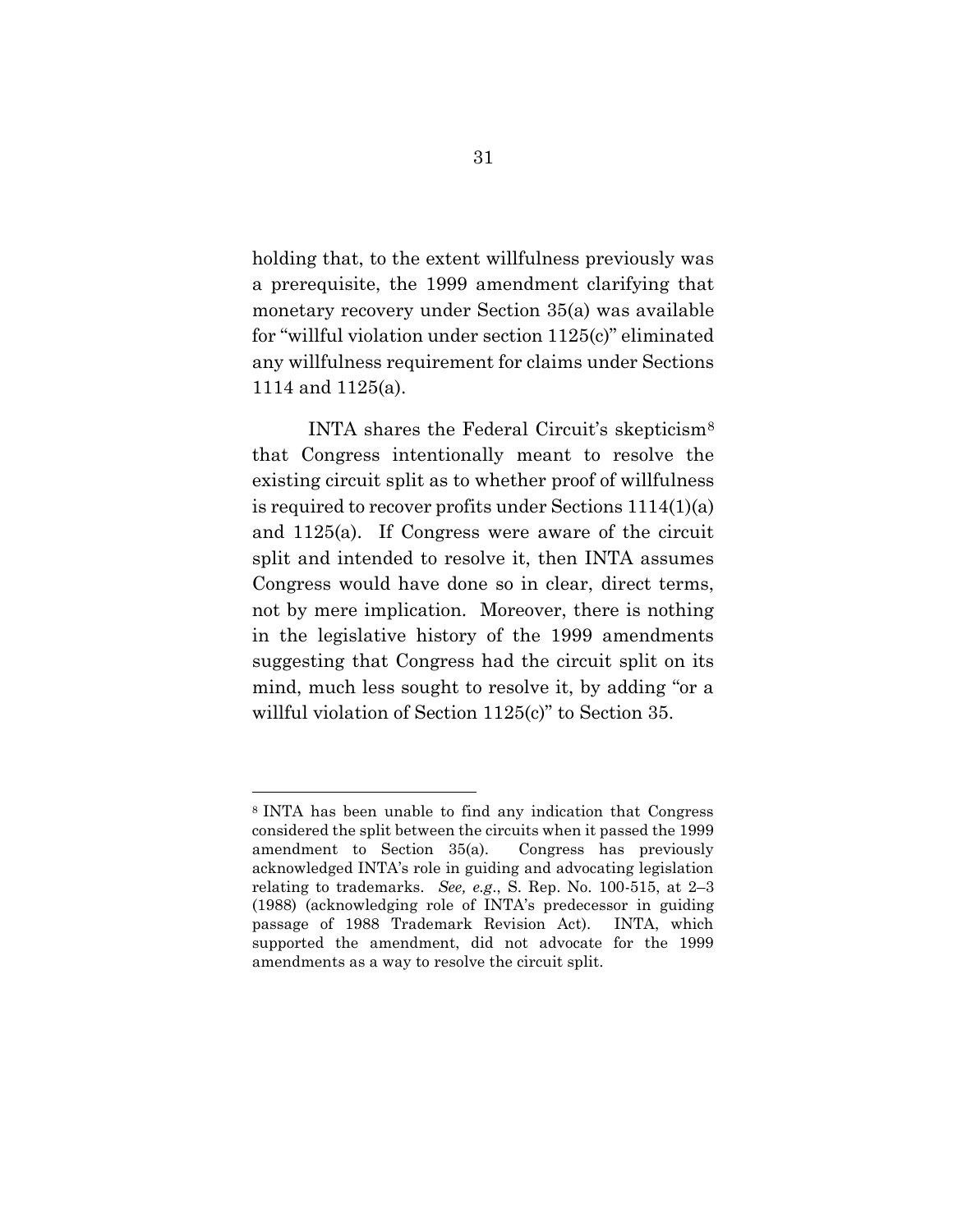holding that, to the extent willfulness previously was a prerequisite, the 1999 amendment clarifying that monetary recovery under Section 35(a) was available for "willful violation under section 1125(c)" eliminated any willfulness requirement for claims under Sections 1114 and 1125(a).

INTA shares the Federal Circuit's skepticism[8] that Congress intentionally meant to resolve the existing circuit split as to whether proof of willfulness is required to recover profits under Sections 1114(1)(a) and 1125(a). If Congress were aware of the circuit split and intended to resolve it, then INTA assumes Congress would have done so in clear, direct terms, not by mere implication. Moreover, there is nothing in the legislative history of the 1999 amendments suggesting that Congress had the circuit split on its mind, much less sought to resolve it, by adding "or a willful violation of Section 1125(c)" to Section 35.

---

[8] INTA has been unable to find any indication that Congress considered the split between the circuits when it passed the 1999 amendment to Section 35(a). Congress has previously acknowledged INTA's role in guiding and advocating legislation relating to trademarks. *See, e.g.*, S. Rep. No. 100-515, at 2–3 (1988) (acknowledging role of INTA's predecessor in guiding passage of 1988 Trademark Revision Act). INTA, which supported the amendment, did not advocate for the 1999 amendments as a way to resolve the circuit split.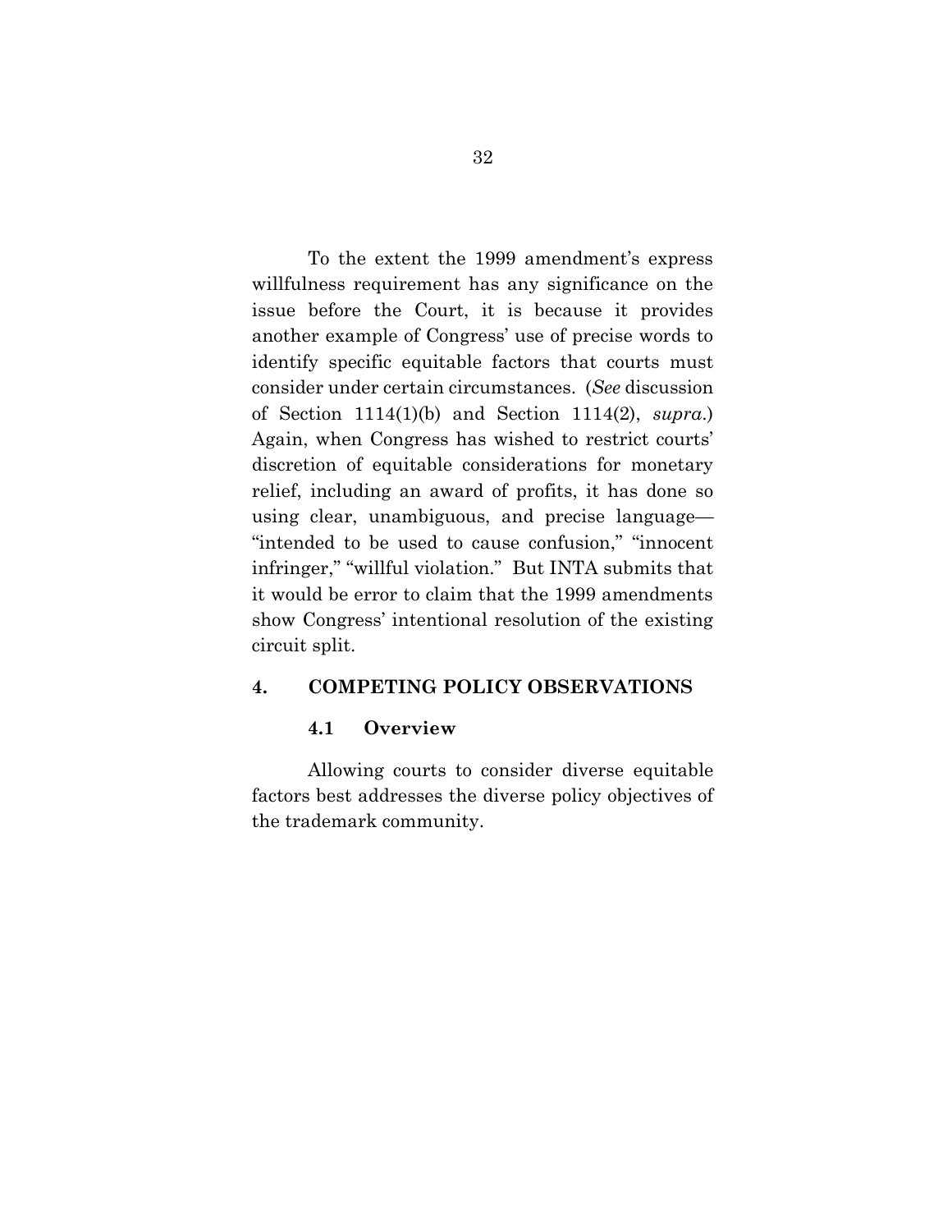To the extent the 1999 amendment's express willfulness requirement has any significance on the issue before the Court, it is because it provides another example of Congress' use of precise words to identify specific equitable factors that courts must consider under certain circumstances. (*See* discussion of Section 1114(1)(b) and Section 1114(2), *supra*.) Again, when Congress has wished to restrict courts' discretion of equitable considerations for monetary relief, including an award of profits, it has done so using clear, unambiguous, and precise language—"intended to be used to cause confusion," "innocent infringer," "willful violation." But INTA submits that it would be error to claim that the 1999 amendments show Congress' intentional resolution of the existing circuit split.

## 4. COMPETING POLICY OBSERVATIONS

### 4.1 Overview

Allowing courts to consider diverse equitable factors best addresses the diverse policy objectives of the trademark community.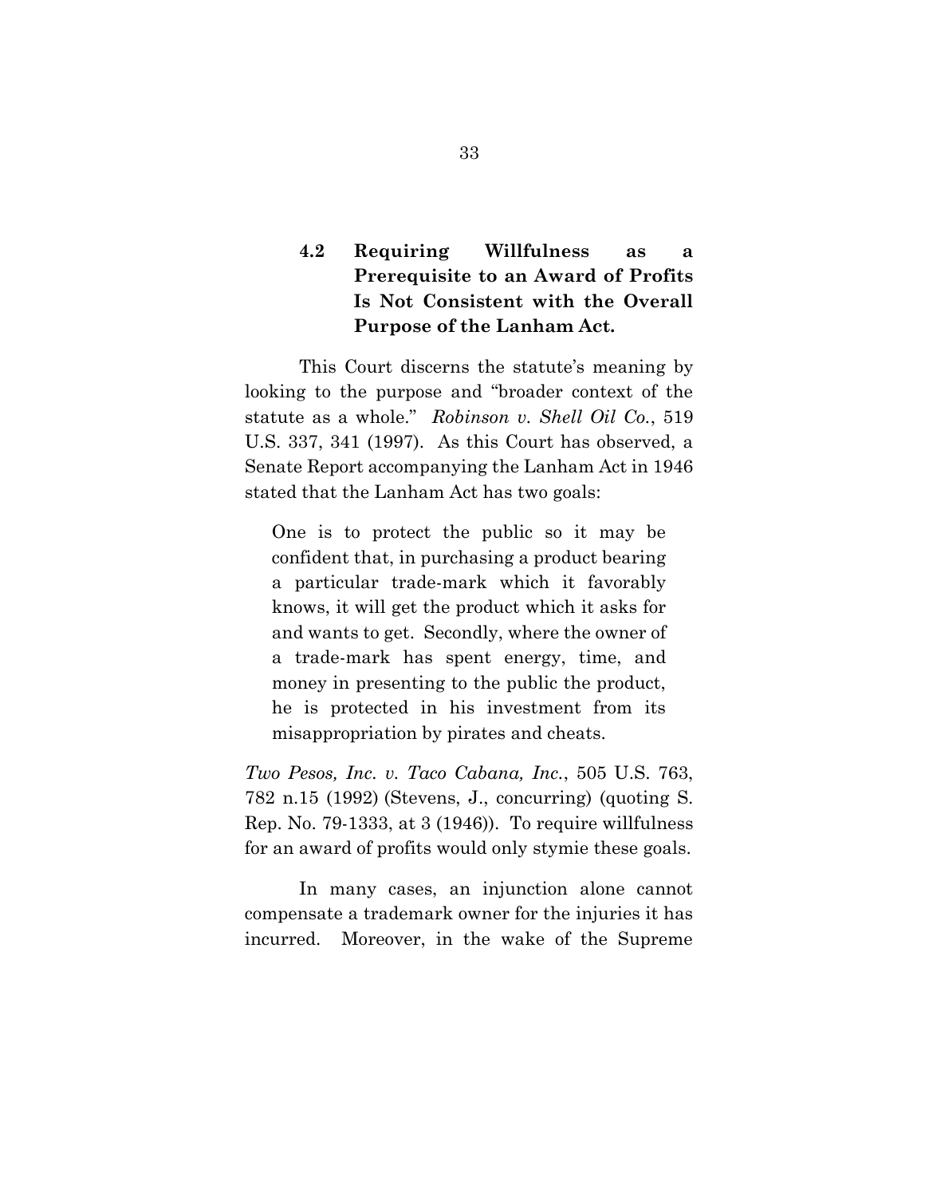### 4.2 Requiring Willfulness as a Prerequisite to an Award of Profits Is Not Consistent with the Overall Purpose of the Lanham Act.

This Court discerns the statute's meaning by looking to the purpose and "broader context of the statute as a whole." *Robinson v. Shell Oil Co.*, 519 U.S. 337, 341 (1997). As this Court has observed, a Senate Report accompanying the Lanham Act in 1946 stated that the Lanham Act has two goals:

> One is to protect the public so it may be confident that, in purchasing a product bearing a particular trade-mark which it favorably knows, it will get the product which it asks for and wants to get. Secondly, where the owner of a trade-mark has spent energy, time, and money in presenting to the public the product, he is protected in his investment from its misappropriation by pirates and cheats.

*Two Pesos, Inc. v. Taco Cabana, Inc.*, 505 U.S. 763, 782 n.15 (1992) (Stevens, J., concurring) (quoting S. Rep. No. 79-1333, at 3 (1946)). To require willfulness for an award of profits would only stymie these goals.

In many cases, an injunction alone cannot compensate a trademark owner for the injuries it has incurred. Moreover, in the wake of the Supreme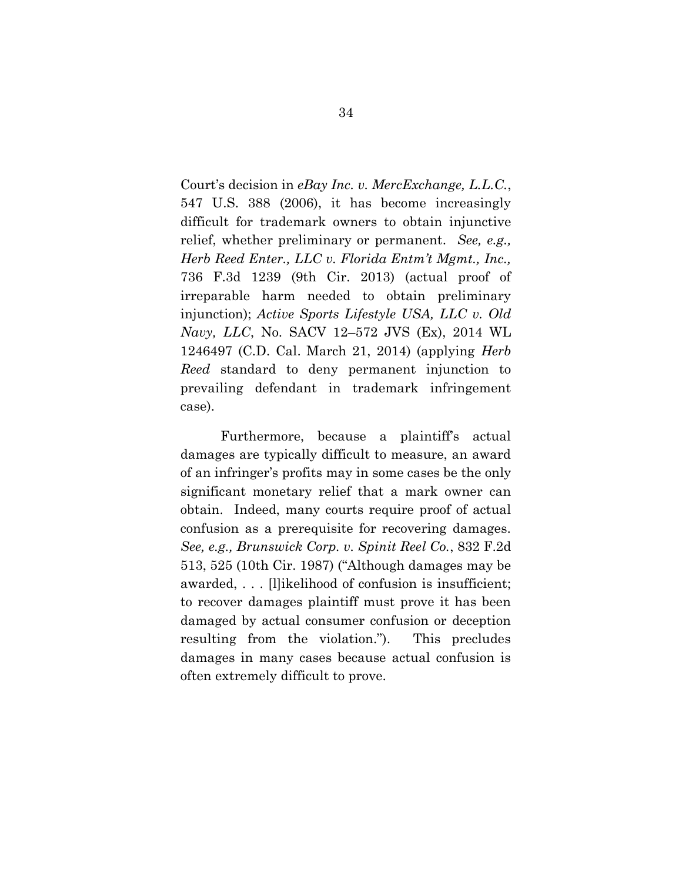Court's decision in *eBay Inc. v. MercExchange, L.L.C.*, 547 U.S. 388 (2006), it has become increasingly difficult for trademark owners to obtain injunctive relief, whether preliminary or permanent. *See, e.g., Herb Reed Enter., LLC v. Florida Entm't Mgmt., Inc.,* 736 F.3d 1239 (9th Cir. 2013) (actual proof of irreparable harm needed to obtain preliminary injunction); *Active Sports Lifestyle USA, LLC v. Old Navy, LLC*, No. SACV 12–572 JVS (Ex), 2014 WL 1246497 (C.D. Cal. March 21, 2014) (applying *Herb Reed* standard to deny permanent injunction to prevailing defendant in trademark infringement case).

Furthermore, because a plaintiff's actual damages are typically difficult to measure, an award of an infringer's profits may in some cases be the only significant monetary relief that a mark owner can obtain. Indeed, many courts require proof of actual confusion as a prerequisite for recovering damages. *See, e.g., Brunswick Corp. v. Spinit Reel Co.*, 832 F.2d 513, 525 (10th Cir. 1987) ("Although damages may be awarded, . . . [l]ikelihood of confusion is insufficient; to recover damages plaintiff must prove it has been damaged by actual consumer confusion or deception resulting from the violation."). This precludes damages in many cases because actual confusion is often extremely difficult to prove.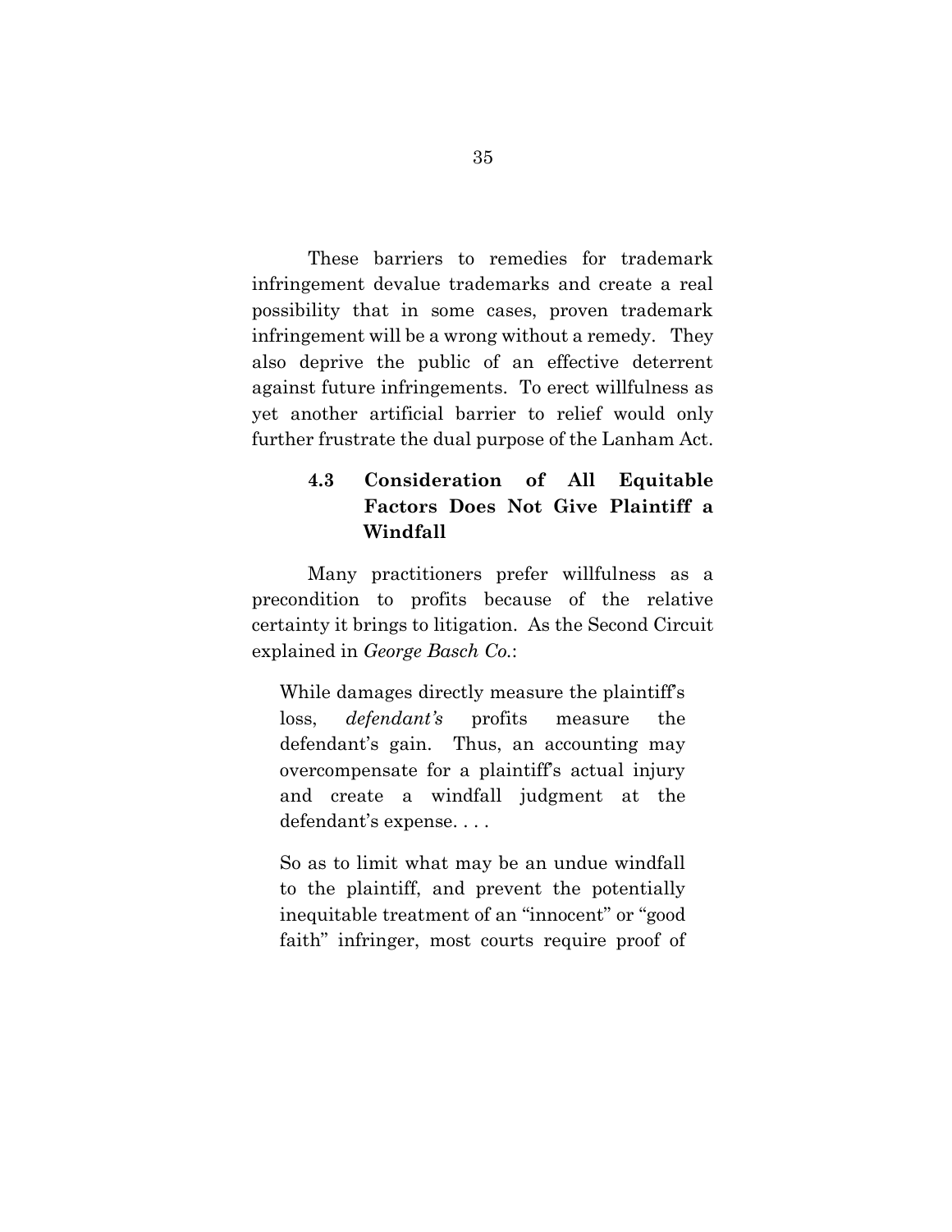These barriers to remedies for trademark infringement devalue trademarks and create a real possibility that in some cases, proven trademark infringement will be a wrong without a remedy. They also deprive the public of an effective deterrent against future infringements. To erect willfulness as yet another artificial barrier to relief would only further frustrate the dual purpose of the Lanham Act.

### 4.3 Consideration of All Equitable Factors Does Not Give Plaintiff a Windfall

Many practitioners prefer willfulness as a precondition to profits because of the relative certainty it brings to litigation. As the Second Circuit explained in *George Basch Co.*:

> While damages directly measure the plaintiff's loss, *defendant's* profits measure the defendant's gain. Thus, an accounting may overcompensate for a plaintiff's actual injury and create a windfall judgment at the defendant's expense. . . .
>
> So as to limit what may be an undue windfall to the plaintiff, and prevent the potentially inequitable treatment of an "innocent" or "good faith" infringer, most courts require proof of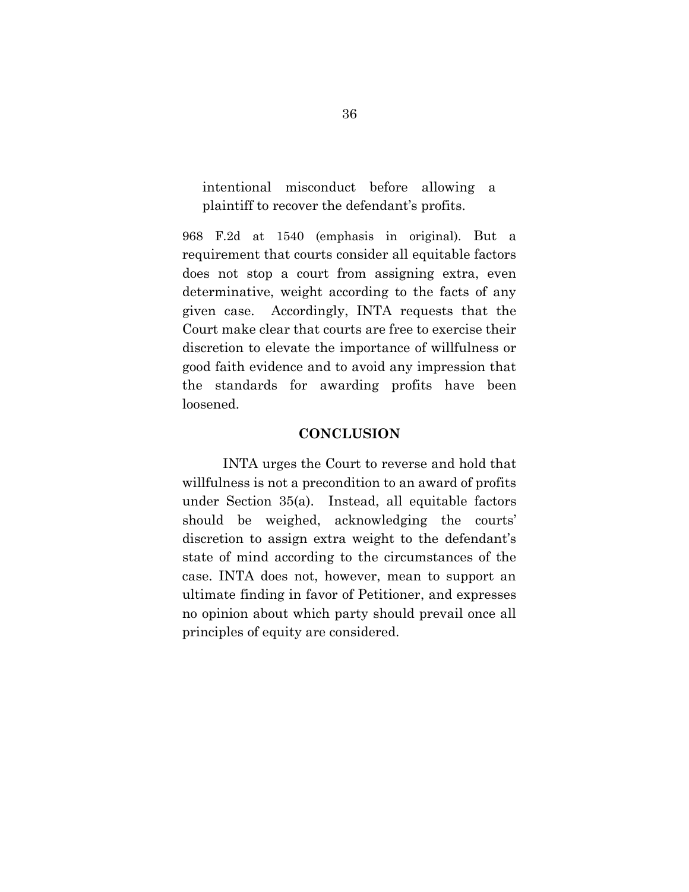> intentional misconduct before allowing a plaintiff to recover the defendant's profits.

968 F.2d at 1540 (emphasis in original). But a requirement that courts consider all equitable factors does not stop a court from assigning extra, even determinative, weight according to the facts of any given case. Accordingly, INTA requests that the Court make clear that courts are free to exercise their discretion to elevate the importance of willfulness or good faith evidence and to avoid any impression that the standards for awarding profits have been loosened.

## CONCLUSION

INTA urges the Court to reverse and hold that willfulness is not a precondition to an award of profits under Section 35(a). Instead, all equitable factors should be weighed, acknowledging the courts' discretion to assign extra weight to the defendant's state of mind according to the circumstances of the case. INTA does not, however, mean to support an ultimate finding in favor of Petitioner, and expresses no opinion about which party should prevail once all principles of equity are considered.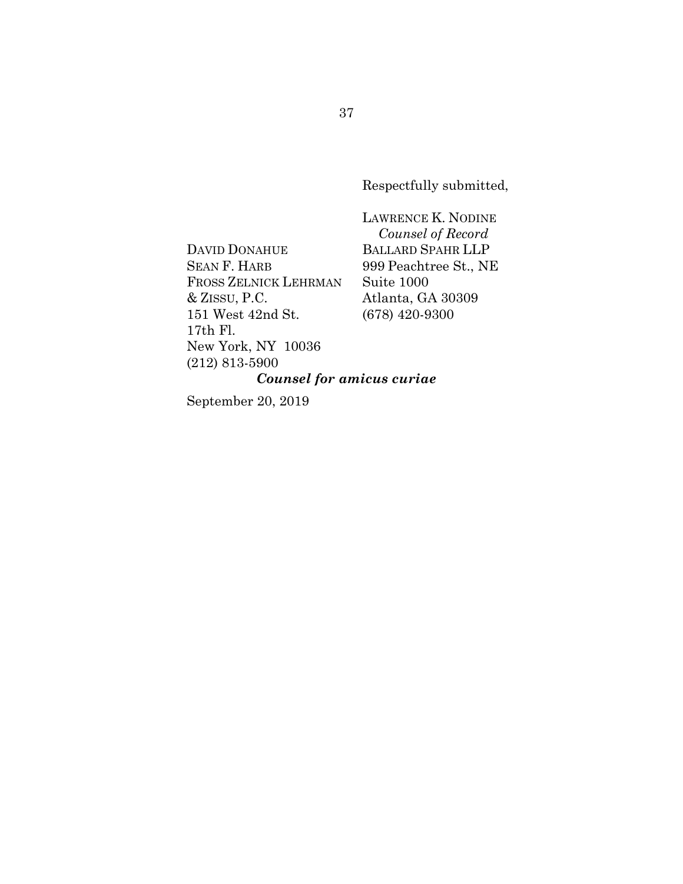Respectfully submitted,

LAWRENCE K. NODINE
*Counsel of Record*
BALLARD SPAHR LLP
999 Peachtree St., NE
Suite 1000
Atlanta, GA 30309
(678) 420-9300

DAVID DONAHUE
SEAN F. HARB
FROSS ZELNICK LEHRMAN & ZISSU, P.C.
151 West 42nd St.
17th Fl.
New York, NY 10036
(212) 813-5900

***Counsel for amicus curiae***

September 20, 2019